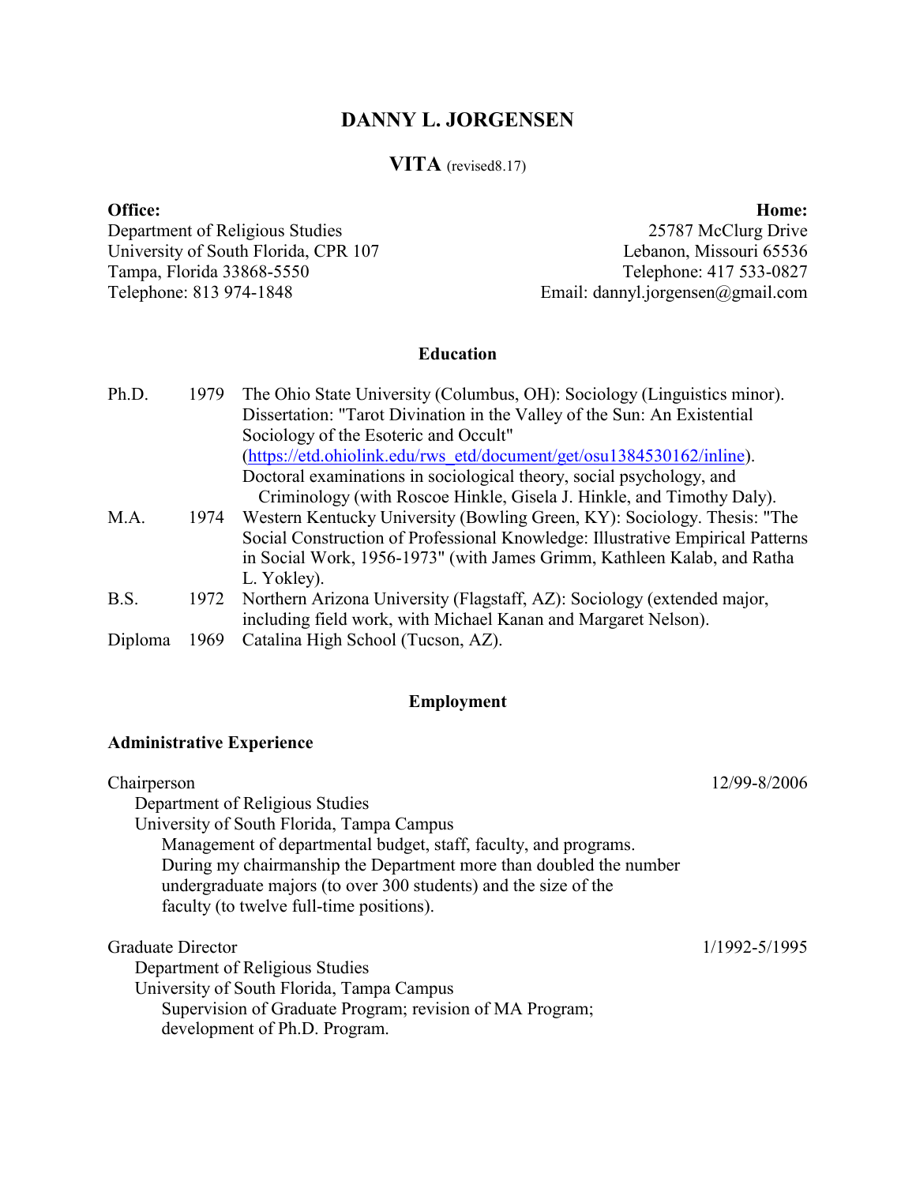# DANNY L. JORGENSEN

## VITA (revised8.17)

**Office:**
Department of Religious Studies
University of South Florida, CPR 107
Tampa, Florida 33868-5550
Telephone: 813 974-1848

**Home:**
25787 McClurg Drive
Lebanon, Missouri 65536
Telephone: 417 533-0827
Email: dannyl.jorgensen@gmail.com

### Education

Ph.D. 1979 The Ohio State University (Columbus, OH): Sociology (Linguistics minor). Dissertation: "Tarot Divination in the Valley of the Sun: An Existential Sociology of the Esoteric and Occult" (https://etd.ohiolink.edu/rws_etd/document/get/osu1384530162/inline). Doctoral examinations in sociological theory, social psychology, and Criminology (with Roscoe Hinkle, Gisela J. Hinkle, and Timothy Daly).

M.A. 1974 Western Kentucky University (Bowling Green, KY): Sociology. Thesis: "The Social Construction of Professional Knowledge: Illustrative Empirical Patterns in Social Work, 1956-1973" (with James Grimm, Kathleen Kalab, and Ratha L. Yokley).

B.S. 1972 Northern Arizona University (Flagstaff, AZ): Sociology (extended major, including field work, with Michael Kanan and Margaret Nelson).

Diploma 1969 Catalina High School (Tucson, AZ).

### Employment

**Administrative Experience**

Chairperson — 12/99-8/2006
Department of Religious Studies
University of South Florida, Tampa Campus
Management of departmental budget, staff, faculty, and programs. During my chairmanship the Department more than doubled the number undergraduate majors (to over 300 students) and the size of the faculty (to twelve full-time positions).

Graduate Director — 1/1992-5/1995
Department of Religious Studies
University of South Florida, Tampa Campus
Supervision of Graduate Program; revision of MA Program; development of Ph.D. Program.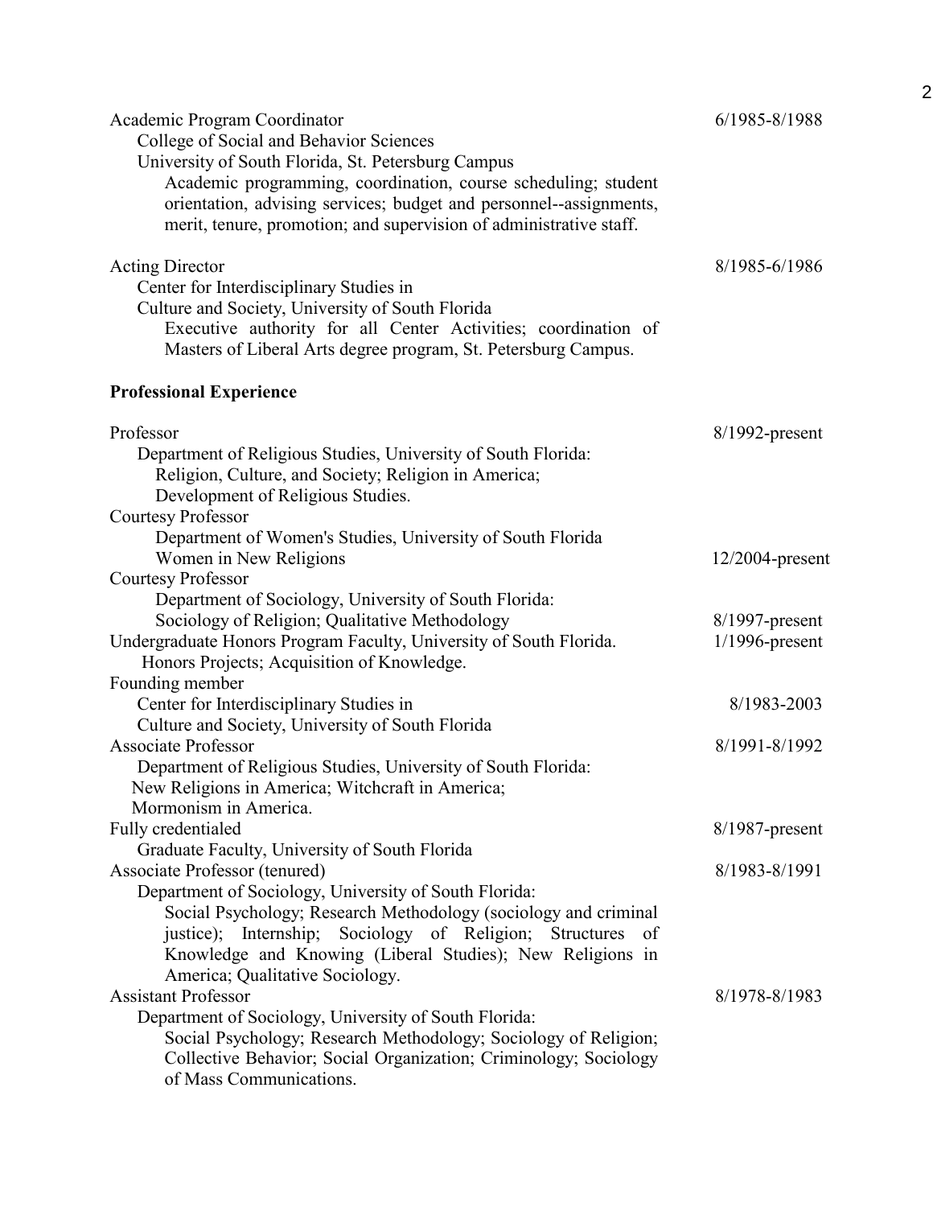Academic Program Coordinator — 6/1985-8/1988
College of Social and Behavior Sciences
University of South Florida, St. Petersburg Campus
Academic programming, coordination, course scheduling; student orientation, advising services; budget and personnel--assignments, merit, tenure, promotion; and supervision of administrative staff.

Acting Director — 8/1985-6/1986
Center for Interdisciplinary Studies in
Culture and Society, University of South Florida
Executive authority for all Center Activities; coordination of Masters of Liberal Arts degree program, St. Petersburg Campus.

**Professional Experience**

Professor — 8/1992-present
Department of Religious Studies, University of South Florida:
Religion, Culture, and Society; Religion in America;
Development of Religious Studies.

Courtesy Professor — 12/2004-present
Department of Women's Studies, University of South Florida
Women in New Religions

Courtesy Professor — 8/1997-present
Department of Sociology, University of South Florida:
Sociology of Religion; Qualitative Methodology

Undergraduate Honors Program Faculty, University of South Florida. — 1/1996-present
Honors Projects; Acquisition of Knowledge.

Founding member — 8/1983-2003
Center for Interdisciplinary Studies in
Culture and Society, University of South Florida

Associate Professor — 8/1991-8/1992
Department of Religious Studies, University of South Florida:
New Religions in America; Witchcraft in America;
Mormonism in America.

Fully credentialed — 8/1987-present
Graduate Faculty, University of South Florida

Associate Professor (tenured) — 8/1983-8/1991
Department of Sociology, University of South Florida:
Social Psychology; Research Methodology (sociology and criminal justice); Internship; Sociology of Religion; Structures of Knowledge and Knowing (Liberal Studies); New Religions in America; Qualitative Sociology.

Assistant Professor — 8/1978-8/1983
Department of Sociology, University of South Florida:
Social Psychology; Research Methodology; Sociology of Religion; Collective Behavior; Social Organization; Criminology; Sociology of Mass Communications.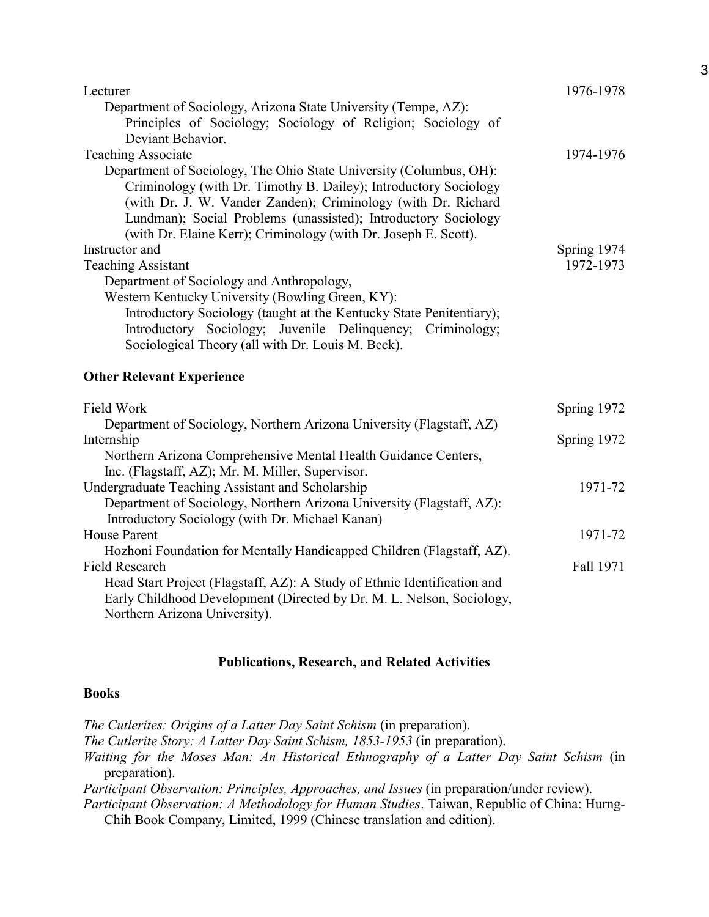Lecturer — 1976-1978
Department of Sociology, Arizona State University (Tempe, AZ):
Principles of Sociology; Sociology of Religion; Sociology of Deviant Behavior.

Teaching Associate — 1974-1976
Department of Sociology, The Ohio State University (Columbus, OH):
Criminology (with Dr. Timothy B. Dailey); Introductory Sociology (with Dr. J. W. Vander Zanden); Criminology (with Dr. Richard Lundman); Social Problems (unassisted); Introductory Sociology (with Dr. Elaine Kerr); Criminology (with Dr. Joseph E. Scott).

Instructor and — Spring 1974
Teaching Assistant — 1972-1973
Department of Sociology and Anthropology,
Western Kentucky University (Bowling Green, KY):
Introductory Sociology (taught at the Kentucky State Penitentiary); Introductory Sociology; Juvenile Delinquency; Criminology; Sociological Theory (all with Dr. Louis M. Beck).

**Other Relevant Experience**

Field Work — Spring 1972
Department of Sociology, Northern Arizona University (Flagstaff, AZ)

Internship — Spring 1972
Northern Arizona Comprehensive Mental Health Guidance Centers, Inc. (Flagstaff, AZ); Mr. M. Miller, Supervisor.

Undergraduate Teaching Assistant and Scholarship — 1971-72
Department of Sociology, Northern Arizona University (Flagstaff, AZ):
Introductory Sociology (with Dr. Michael Kanan)

House Parent — 1971-72
Hozhoni Foundation for Mentally Handicapped Children (Flagstaff, AZ).

Field Research — Fall 1971
Head Start Project (Flagstaff, AZ): A Study of Ethnic Identification and Early Childhood Development (Directed by Dr. M. L. Nelson, Sociology, Northern Arizona University).

## Publications, Research, and Related Activities

**Books**

*The Cutlerites: Origins of a Latter Day Saint Schism* (in preparation).

*The Cutlerite Story: A Latter Day Saint Schism, 1853-1953* (in preparation).

*Waiting for the Moses Man: An Historical Ethnography of a Latter Day Saint Schism* (in preparation).

*Participant Observation: Principles, Approaches, and Issues* (in preparation/under review).

*Participant Observation: A Methodology for Human Studies*. Taiwan, Republic of China: Hurng-Chih Book Company, Limited, 1999 (Chinese translation and edition).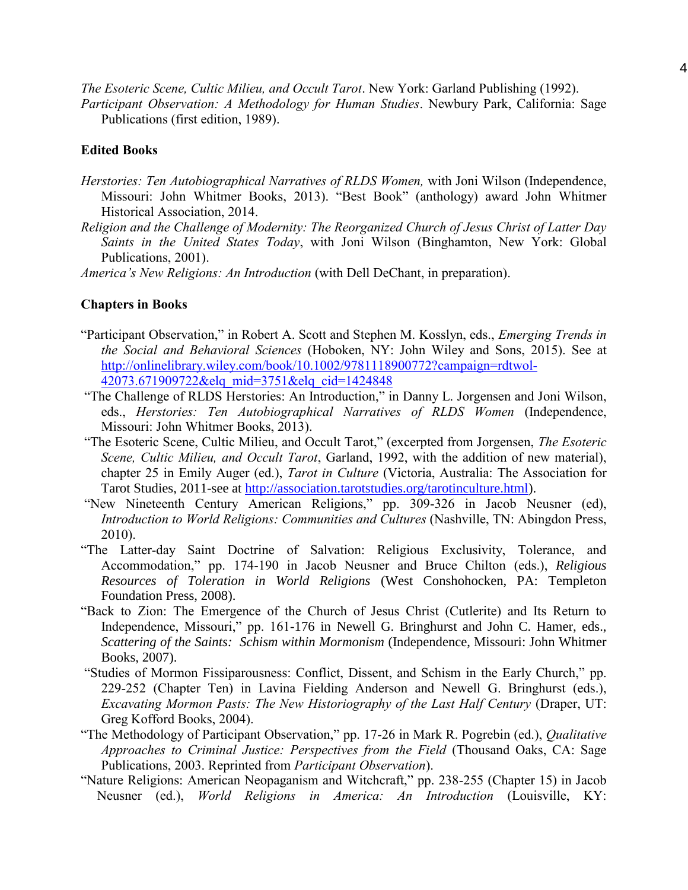*The Esoteric Scene, Cultic Milieu, and Occult Tarot*. New York: Garland Publishing (1992).

*Participant Observation: A Methodology for Human Studies*. Newbury Park, California: Sage Publications (first edition, 1989).

**Edited Books**

*Herstories: Ten Autobiographical Narratives of RLDS Women,* with Joni Wilson (Independence, Missouri: John Whitmer Books, 2013). "Best Book" (anthology) award John Whitmer Historical Association, 2014.

*Religion and the Challenge of Modernity: The Reorganized Church of Jesus Christ of Latter Day Saints in the United States Today*, with Joni Wilson (Binghamton, New York: Global Publications, 2001).

*America's New Religions: An Introduction* (with Dell DeChant, in preparation).

**Chapters in Books**

"Participant Observation," in Robert A. Scott and Stephen M. Kosslyn, eds., *Emerging Trends in the Social and Behavioral Sciences* (Hoboken, NY: John Wiley and Sons, 2015). See at http://onlinelibrary.wiley.com/book/10.1002/9781118900772?campaign=rdtwol-42073.671909722&elq_mid=3751&elq_cid=1424848

"The Challenge of RLDS Herstories: An Introduction," in Danny L. Jorgensen and Joni Wilson, eds., *Herstories: Ten Autobiographical Narratives of RLDS Women* (Independence, Missouri: John Whitmer Books, 2013).

"The Esoteric Scene, Cultic Milieu, and Occult Tarot," (excerpted from Jorgensen, *The Esoteric Scene, Cultic Milieu, and Occult Tarot*, Garland, 1992, with the addition of new material), chapter 25 in Emily Auger (ed.), *Tarot in Culture* (Victoria, Australia: The Association for Tarot Studies, 2011-see at http://association.tarotstudies.org/tarotinculture.html).

"New Nineteenth Century American Religions," pp. 309-326 in Jacob Neusner (ed), *Introduction to World Religions: Communities and Cultures* (Nashville, TN: Abingdon Press, 2010).

"The Latter-day Saint Doctrine of Salvation: Religious Exclusivity, Tolerance, and Accommodation," pp. 174-190 in Jacob Neusner and Bruce Chilton (eds.), *Religious Resources of Toleration in World Religions* (West Conshohocken, PA: Templeton Foundation Press, 2008).

"Back to Zion: The Emergence of the Church of Jesus Christ (Cutlerite) and Its Return to Independence, Missouri," pp. 161-176 in Newell G. Bringhurst and John C. Hamer, eds., *Scattering of the Saints: Schism within Mormonism* (Independence, Missouri: John Whitmer Books, 2007).

"Studies of Mormon Fissiparousness: Conflict, Dissent, and Schism in the Early Church," pp. 229-252 (Chapter Ten) in Lavina Fielding Anderson and Newell G. Bringhurst (eds.), *Excavating Mormon Pasts: The New Historiography of the Last Half Century* (Draper, UT: Greg Kofford Books, 2004).

"The Methodology of Participant Observation," pp. 17-26 in Mark R. Pogrebin (ed.), *Qualitative Approaches to Criminal Justice: Perspectives from the Field* (Thousand Oaks, CA: Sage Publications, 2003. Reprinted from *Participant Observation*).

"Nature Religions: American Neopaganism and Witchcraft," pp. 238-255 (Chapter 15) in Jacob Neusner (ed.), *World Religions in America: An Introduction* (Louisville, KY: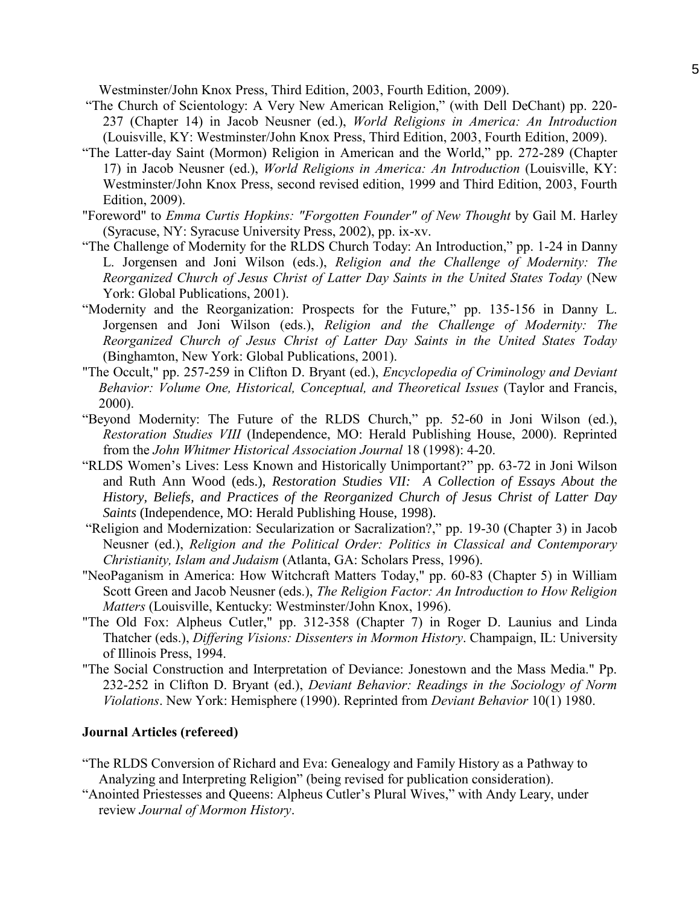Westminster/John Knox Press, Third Edition, 2003, Fourth Edition, 2009).

"The Church of Scientology: A Very New American Religion," (with Dell DeChant) pp. 220-237 (Chapter 14) in Jacob Neusner (ed.), *World Religions in America: An Introduction* (Louisville, KY: Westminster/John Knox Press, Third Edition, 2003, Fourth Edition, 2009).

"The Latter-day Saint (Mormon) Religion in American and the World," pp. 272-289 (Chapter 17) in Jacob Neusner (ed.), *World Religions in America: An Introduction* (Louisville, KY: Westminster/John Knox Press, second revised edition, 1999 and Third Edition, 2003, Fourth Edition, 2009).

"Foreword" to *Emma Curtis Hopkins: "Forgotten Founder" of New Thought* by Gail M. Harley (Syracuse, NY: Syracuse University Press, 2002), pp. ix-xv.

"The Challenge of Modernity for the RLDS Church Today: An Introduction," pp. 1-24 in Danny L. Jorgensen and Joni Wilson (eds.), *Religion and the Challenge of Modernity: The Reorganized Church of Jesus Christ of Latter Day Saints in the United States Today* (New York: Global Publications, 2001).

"Modernity and the Reorganization: Prospects for the Future," pp. 135-156 in Danny L. Jorgensen and Joni Wilson (eds.), *Religion and the Challenge of Modernity: The Reorganized Church of Jesus Christ of Latter Day Saints in the United States Today* (Binghamton, New York: Global Publications, 2001).

"The Occult," pp. 257-259 in Clifton D. Bryant (ed.), *Encyclopedia of Criminology and Deviant Behavior: Volume One, Historical, Conceptual, and Theoretical Issues* (Taylor and Francis, 2000).

"Beyond Modernity: The Future of the RLDS Church," pp. 52-60 in Joni Wilson (ed.), *Restoration Studies VIII* (Independence, MO: Herald Publishing House, 2000). Reprinted from the *John Whitmer Historical Association Journal* 18 (1998): 4-20.

"RLDS Women's Lives: Less Known and Historically Unimportant?" pp. 63-72 in Joni Wilson and Ruth Ann Wood (eds.), *Restoration Studies VII: A Collection of Essays About the History, Beliefs, and Practices of the Reorganized Church of Jesus Christ of Latter Day Saints* (Independence, MO: Herald Publishing House, 1998).

"Religion and Modernization: Secularization or Sacralization?," pp. 19-30 (Chapter 3) in Jacob Neusner (ed.), *Religion and the Political Order: Politics in Classical and Contemporary Christianity, Islam and Judaism* (Atlanta, GA: Scholars Press, 1996).

"NeoPaganism in America: How Witchcraft Matters Today," pp. 60-83 (Chapter 5) in William Scott Green and Jacob Neusner (eds.), *The Religion Factor: An Introduction to How Religion Matters* (Louisville, Kentucky: Westminster/John Knox, 1996).

"The Old Fox: Alpheus Cutler," pp. 312-358 (Chapter 7) in Roger D. Launius and Linda Thatcher (eds.), *Differing Visions: Dissenters in Mormon History*. Champaign, IL: University of Illinois Press, 1994.

"The Social Construction and Interpretation of Deviance: Jonestown and the Mass Media." Pp. 232-252 in Clifton D. Bryant (ed.), *Deviant Behavior: Readings in the Sociology of Norm Violations*. New York: Hemisphere (1990). Reprinted from *Deviant Behavior* 10(1) 1980.

**Journal Articles (refereed)**

"The RLDS Conversion of Richard and Eva: Genealogy and Family History as a Pathway to Analyzing and Interpreting Religion" (being revised for publication consideration).

"Anointed Priestesses and Queens: Alpheus Cutler's Plural Wives," with Andy Leary, under review *Journal of Mormon History*.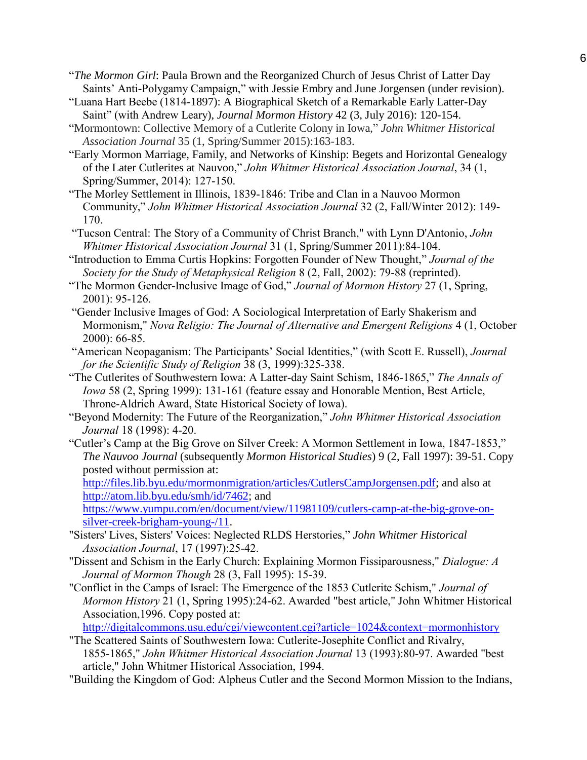"*The Mormon Girl*: Paula Brown and the Reorganized Church of Jesus Christ of Latter Day Saints' Anti-Polygamy Campaign," with Jessie Embry and June Jorgensen (under revision).

"Luana Hart Beebe (1814-1897): A Biographical Sketch of a Remarkable Early Latter-Day Saint" (with Andrew Leary), *Journal Mormon History* 42 (3, July 2016): 120-154.

"Mormontown: Collective Memory of a Cutlerite Colony in Iowa," *John Whitmer Historical Association Journal* 35 (1, Spring/Summer 2015):163-183.

"Early Mormon Marriage, Family, and Networks of Kinship: Begets and Horizontal Genealogy of the Later Cutlerites at Nauvoo," *John Whitmer Historical Association Journal*, 34 (1, Spring/Summer, 2014): 127-150.

"The Morley Settlement in Illinois, 1839-1846: Tribe and Clan in a Nauvoo Mormon Community," *John Whitmer Historical Association Journal* 32 (2, Fall/Winter 2012): 149-170.

"Tucson Central: The Story of a Community of Christ Branch," with Lynn D'Antonio, *John Whitmer Historical Association Journal* 31 (1, Spring/Summer 2011):84-104.

"Introduction to Emma Curtis Hopkins: Forgotten Founder of New Thought," *Journal of the Society for the Study of Metaphysical Religion* 8 (2, Fall, 2002): 79-88 (reprinted).

"The Mormon Gender-Inclusive Image of God," *Journal of Mormon History* 27 (1, Spring, 2001): 95-126.

"Gender Inclusive Images of God: A Sociological Interpretation of Early Shakerism and Mormonism," *Nova Religio: The Journal of Alternative and Emergent Religions* 4 (1, October 2000): 66-85.

"American Neopaganism: The Participants' Social Identities," (with Scott E. Russell), *Journal for the Scientific Study of Religion* 38 (3, 1999):325-338.

"The Cutlerites of Southwestern Iowa: A Latter-day Saint Schism, 1846-1865," *The Annals of Iowa* 58 (2, Spring 1999): 131-161 (feature essay and Honorable Mention, Best Article, Throne-Aldrich Award, State Historical Society of Iowa).

"Beyond Modernity: The Future of the Reorganization," *John Whitmer Historical Association Journal* 18 (1998): 4-20.

"Cutler's Camp at the Big Grove on Silver Creek: A Mormon Settlement in Iowa, 1847-1853," *The Nauvoo Journal* (subsequently *Mormon Historical Studies*) 9 (2, Fall 1997): 39-51. Copy posted without permission at: http://files.lib.byu.edu/mormonmigration/articles/CutlersCampJorgensen.pdf; and also at http://atom.lib.byu.edu/smh/id/7462; and https://www.yumpu.com/en/document/view/11981109/cutlers-camp-at-the-big-grove-on-silver-creek-brigham-young-/11.

"Sisters' Lives, Sisters' Voices: Neglected RLDS Herstories," *John Whitmer Historical Association Journal*, 17 (1997):25-42.

"Dissent and Schism in the Early Church: Explaining Mormon Fissiparousness," *Dialogue: A Journal of Mormon Though* 28 (3, Fall 1995): 15-39.

"Conflict in the Camps of Israel: The Emergence of the 1853 Cutlerite Schism," *Journal of Mormon History* 21 (1, Spring 1995):24-62. Awarded "best article," John Whitmer Historical Association,1996. Copy posted at: http://digitalcommons.usu.edu/cgi/viewcontent.cgi?article=1024&context=mormonhistory

"The Scattered Saints of Southwestern Iowa: Cutlerite-Josephite Conflict and Rivalry, 1855-1865," *John Whitmer Historical Association Journal* 13 (1993):80-97. Awarded "best article," John Whitmer Historical Association, 1994.

"Building the Kingdom of God: Alpheus Cutler and the Second Mormon Mission to the Indians,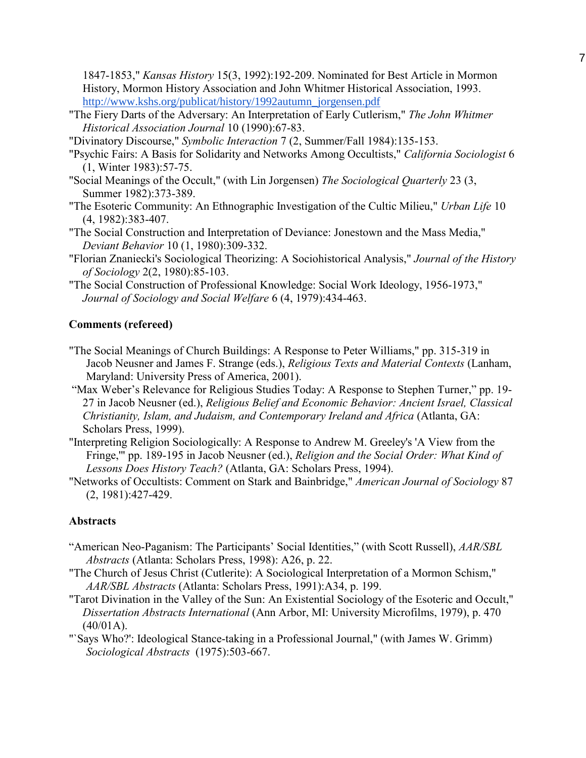1847-1853," *Kansas History* 15(3, 1992):192-209. Nominated for Best Article in Mormon History, Mormon History Association and John Whitmer Historical Association, 1993. http://www.kshs.org/publicat/history/1992autumn_jorgensen.pdf

"The Fiery Darts of the Adversary: An Interpretation of Early Cutlerism," *The John Whitmer Historical Association Journal* 10 (1990):67-83.

"Divinatory Discourse," *Symbolic Interaction* 7 (2, Summer/Fall 1984):135-153.

"Psychic Fairs: A Basis for Solidarity and Networks Among Occultists," *California Sociologist* 6 (1, Winter 1983):57-75.

"Social Meanings of the Occult," (with Lin Jorgensen) *The Sociological Quarterly* 23 (3, Summer 1982):373-389.

"The Esoteric Community: An Ethnographic Investigation of the Cultic Milieu," *Urban Life* 10 (4, 1982):383-407.

"The Social Construction and Interpretation of Deviance: Jonestown and the Mass Media," *Deviant Behavior* 10 (1, 1980):309-332.

"Florian Znaniecki's Sociological Theorizing: A Sociohistorical Analysis," *Journal of the History of Sociology* 2(2, 1980):85-103.

"The Social Construction of Professional Knowledge: Social Work Ideology, 1956-1973," *Journal of Sociology and Social Welfare* 6 (4, 1979):434-463.

**Comments (refereed)**

"The Social Meanings of Church Buildings: A Response to Peter Williams," pp. 315-319 in Jacob Neusner and James F. Strange (eds.), *Religious Texts and Material Contexts* (Lanham, Maryland: University Press of America, 2001).

"Max Weber's Relevance for Religious Studies Today: A Response to Stephen Turner," pp. 19-27 in Jacob Neusner (ed.), *Religious Belief and Economic Behavior: Ancient Israel, Classical Christianity, Islam, and Judaism, and Contemporary Ireland and Africa* (Atlanta, GA: Scholars Press, 1999).

"Interpreting Religion Sociologically: A Response to Andrew M. Greeley's 'A View from the Fringe,'" pp. 189-195 in Jacob Neusner (ed.), *Religion and the Social Order: What Kind of Lessons Does History Teach?* (Atlanta, GA: Scholars Press, 1994).

"Networks of Occultists: Comment on Stark and Bainbridge," *American Journal of Sociology* 87 (2, 1981):427-429.

**Abstracts**

"American Neo-Paganism: The Participants' Social Identities," (with Scott Russell), *AAR/SBL Abstracts* (Atlanta: Scholars Press, 1998): A26, p. 22.

"The Church of Jesus Christ (Cutlerite): A Sociological Interpretation of a Mormon Schism," *AAR/SBL Abstracts* (Atlanta: Scholars Press, 1991):A34, p. 199.

"Tarot Divination in the Valley of the Sun: An Existential Sociology of the Esoteric and Occult," *Dissertation Abstracts International* (Ann Arbor, MI: University Microfilms, 1979), p. 470 (40/01A).

"`Says Who?': Ideological Stance-taking in a Professional Journal," (with James W. Grimm) *Sociological Abstracts* (1975):503-667.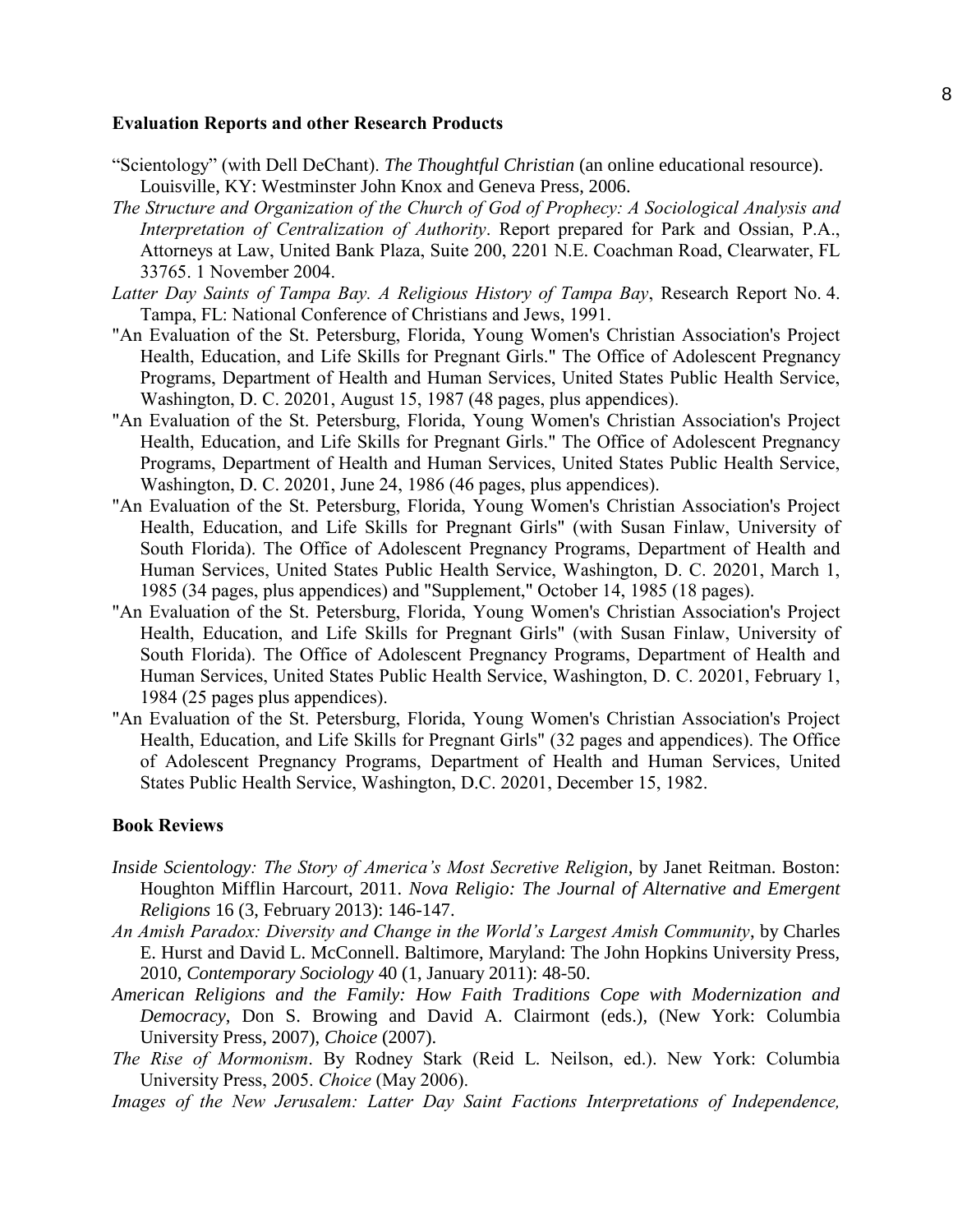### Evaluation Reports and other Research Products

"Scientology" (with Dell DeChant). *The Thoughtful Christian* (an online educational resource). Louisville, KY: Westminster John Knox and Geneva Press, 2006.

*The Structure and Organization of the Church of God of Prophecy: A Sociological Analysis and Interpretation of Centralization of Authority*. Report prepared for Park and Ossian, P.A., Attorneys at Law, United Bank Plaza, Suite 200, 2201 N.E. Coachman Road, Clearwater, FL 33765. 1 November 2004.

*Latter Day Saints of Tampa Bay. A Religious History of Tampa Bay*, Research Report No. 4. Tampa, FL: National Conference of Christians and Jews, 1991.

"An Evaluation of the St. Petersburg, Florida, Young Women's Christian Association's Project Health, Education, and Life Skills for Pregnant Girls." The Office of Adolescent Pregnancy Programs, Department of Health and Human Services, United States Public Health Service, Washington, D. C. 20201, August 15, 1987 (48 pages, plus appendices).

"An Evaluation of the St. Petersburg, Florida, Young Women's Christian Association's Project Health, Education, and Life Skills for Pregnant Girls." The Office of Adolescent Pregnancy Programs, Department of Health and Human Services, United States Public Health Service, Washington, D. C. 20201, June 24, 1986 (46 pages, plus appendices).

"An Evaluation of the St. Petersburg, Florida, Young Women's Christian Association's Project Health, Education, and Life Skills for Pregnant Girls" (with Susan Finlaw, University of South Florida). The Office of Adolescent Pregnancy Programs, Department of Health and Human Services, United States Public Health Service, Washington, D. C. 20201, March 1, 1985 (34 pages, plus appendices) and "Supplement," October 14, 1985 (18 pages).

"An Evaluation of the St. Petersburg, Florida, Young Women's Christian Association's Project Health, Education, and Life Skills for Pregnant Girls" (with Susan Finlaw, University of South Florida). The Office of Adolescent Pregnancy Programs, Department of Health and Human Services, United States Public Health Service, Washington, D. C. 20201, February 1, 1984 (25 pages plus appendices).

"An Evaluation of the St. Petersburg, Florida, Young Women's Christian Association's Project Health, Education, and Life Skills for Pregnant Girls" (32 pages and appendices). The Office of Adolescent Pregnancy Programs, Department of Health and Human Services, United States Public Health Service, Washington, D.C. 20201, December 15, 1982.

### Book Reviews

*Inside Scientology: The Story of America's Most Secretive Religion*, by Janet Reitman. Boston: Houghton Mifflin Harcourt, 2011. *Nova Religio: The Journal of Alternative and Emergent Religions* 16 (3, February 2013): 146-147.

*An Amish Paradox: Diversity and Change in the World's Largest Amish Community*, by Charles E. Hurst and David L. McConnell. Baltimore, Maryland: The John Hopkins University Press, 2010, *Contemporary Sociology* 40 (1, January 2011): 48-50.

*American Religions and the Family: How Faith Traditions Cope with Modernization and Democracy*, Don S. Browing and David A. Clairmont (eds.), (New York: Columbia University Press, 2007), *Choice* (2007).

*The Rise of Mormonism*. By Rodney Stark (Reid L. Neilson, ed.). New York: Columbia University Press, 2005. *Choice* (May 2006).

*Images of the New Jerusalem: Latter Day Saint Factions Interpretations of Independence,*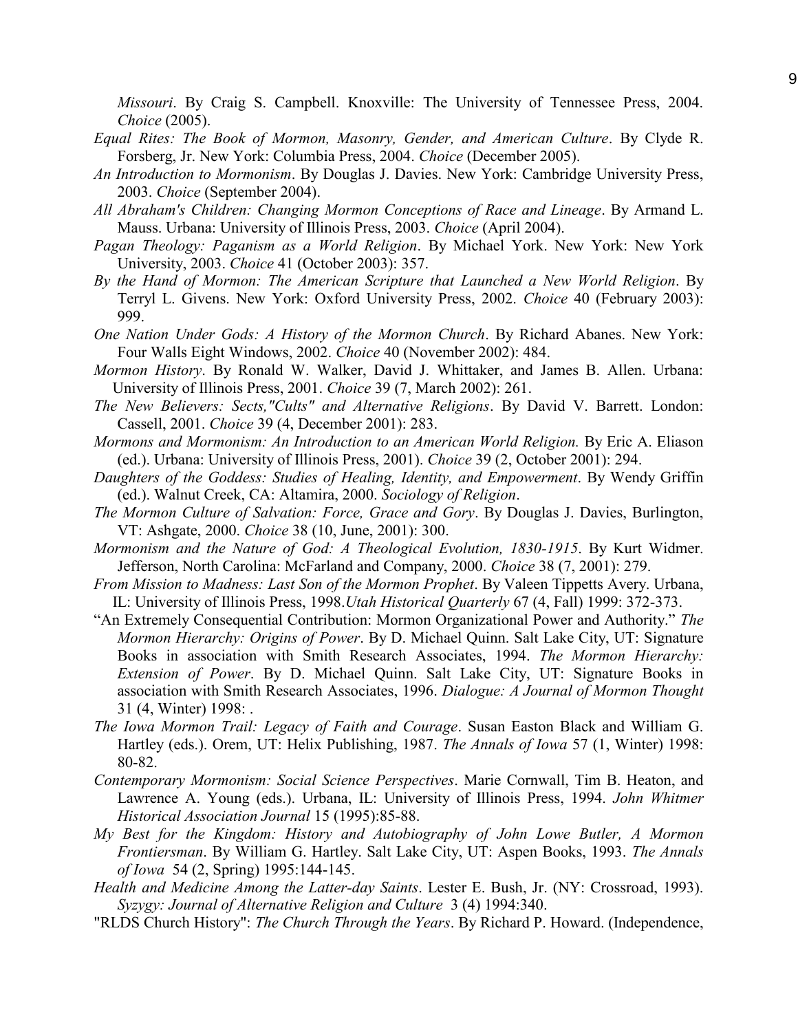*Missouri*. By Craig S. Campbell. Knoxville: The University of Tennessee Press, 2004. *Choice* (2005).

*Equal Rites: The Book of Mormon, Masonry, Gender, and American Culture*. By Clyde R. Forsberg, Jr. New York: Columbia Press, 2004. *Choice* (December 2005).

*An Introduction to Mormonism*. By Douglas J. Davies. New York: Cambridge University Press, 2003. *Choice* (September 2004).

*All Abraham's Children: Changing Mormon Conceptions of Race and Lineage*. By Armand L. Mauss. Urbana: University of Illinois Press, 2003. *Choice* (April 2004).

*Pagan Theology: Paganism as a World Religion*. By Michael York. New York: New York University, 2003. *Choice* 41 (October 2003): 357.

*By the Hand of Mormon: The American Scripture that Launched a New World Religion*. By Terryl L. Givens. New York: Oxford University Press, 2002. *Choice* 40 (February 2003): 999.

*One Nation Under Gods: A History of the Mormon Church*. By Richard Abanes. New York: Four Walls Eight Windows, 2002. *Choice* 40 (November 2002): 484.

*Mormon History*. By Ronald W. Walker, David J. Whittaker, and James B. Allen. Urbana: University of Illinois Press, 2001. *Choice* 39 (7, March 2002): 261.

*The New Believers: Sects,"Cults" and Alternative Religions*. By David V. Barrett. London: Cassell, 2001. *Choice* 39 (4, December 2001): 283.

*Mormons and Mormonism: An Introduction to an American World Religion.* By Eric A. Eliason (ed.). Urbana: University of Illinois Press, 2001). *Choice* 39 (2, October 2001): 294.

*Daughters of the Goddess: Studies of Healing, Identity, and Empowerment*. By Wendy Griffin (ed.). Walnut Creek, CA: Altamira, 2000. *Sociology of Religion*.

*The Mormon Culture of Salvation: Force, Grace and Gory*. By Douglas J. Davies, Burlington, VT: Ashgate, 2000. *Choice* 38 (10, June, 2001): 300.

*Mormonism and the Nature of God: A Theological Evolution, 1830-1915*. By Kurt Widmer. Jefferson, North Carolina: McFarland and Company, 2000. *Choice* 38 (7, 2001): 279.

*From Mission to Madness: Last Son of the Mormon Prophet*. By Valeen Tippetts Avery. Urbana, IL: University of Illinois Press, 1998.*Utah Historical Quarterly* 67 (4, Fall) 1999: 372-373.

"An Extremely Consequential Contribution: Mormon Organizational Power and Authority." *The Mormon Hierarchy: Origins of Power*. By D. Michael Quinn. Salt Lake City, UT: Signature Books in association with Smith Research Associates, 1994. *The Mormon Hierarchy: Extension of Power*. By D. Michael Quinn. Salt Lake City, UT: Signature Books in association with Smith Research Associates, 1996. *Dialogue: A Journal of Mormon Thought* 31 (4, Winter) 1998: .

*The Iowa Mormon Trail: Legacy of Faith and Courage*. Susan Easton Black and William G. Hartley (eds.). Orem, UT: Helix Publishing, 1987. *The Annals of Iowa* 57 (1, Winter) 1998: 80-82.

*Contemporary Mormonism: Social Science Perspectives*. Marie Cornwall, Tim B. Heaton, and Lawrence A. Young (eds.). Urbana, IL: University of Illinois Press, 1994. *John Whitmer Historical Association Journal* 15 (1995):85-88.

*My Best for the Kingdom: History and Autobiography of John Lowe Butler, A Mormon Frontiersman*. By William G. Hartley. Salt Lake City, UT: Aspen Books, 1993. *The Annals of Iowa* 54 (2, Spring) 1995:144-145.

*Health and Medicine Among the Latter-day Saints*. Lester E. Bush, Jr. (NY: Crossroad, 1993). *Syzygy: Journal of Alternative Religion and Culture* 3 (4) 1994:340.

"RLDS Church History": *The Church Through the Years*. By Richard P. Howard. (Independence,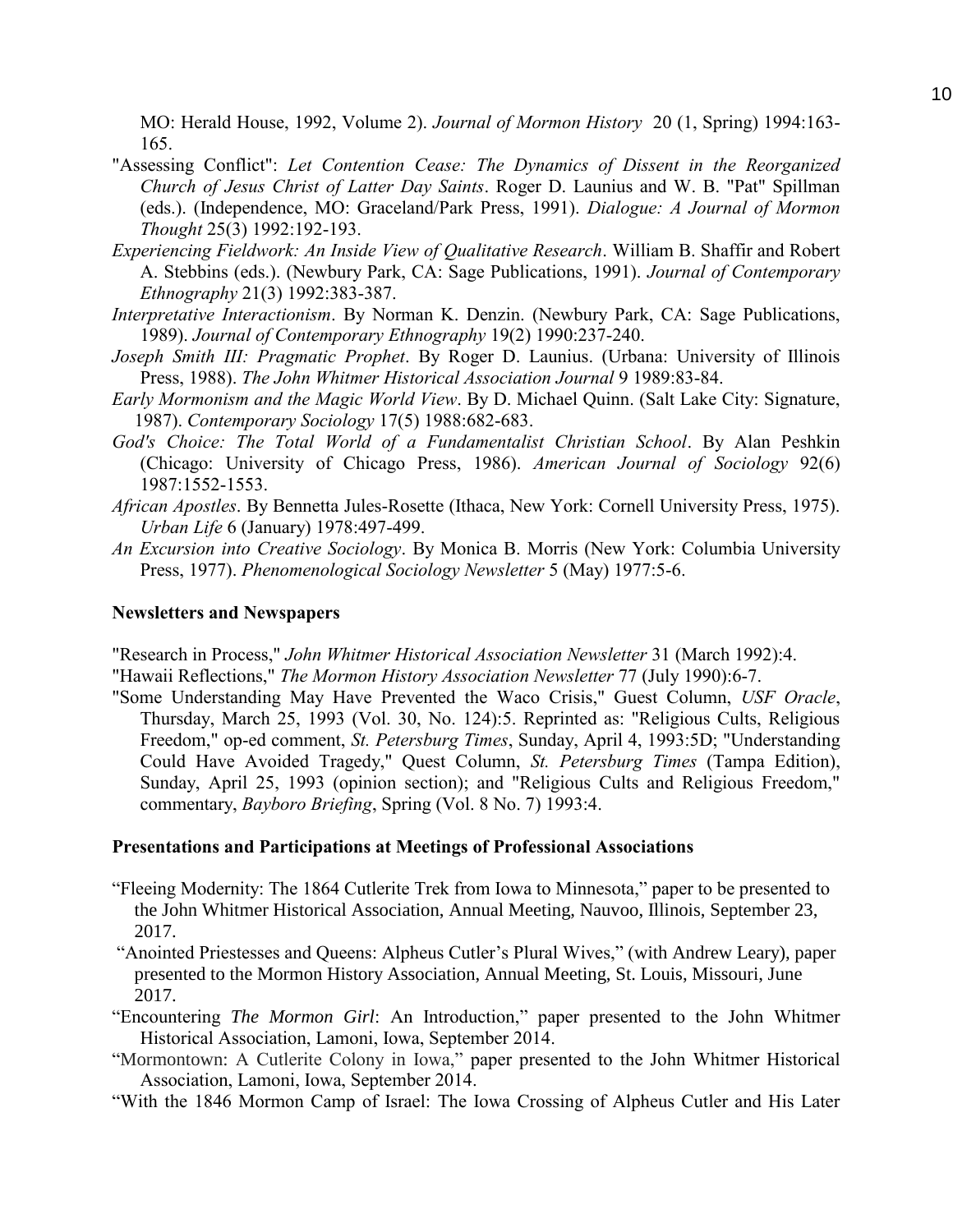MO: Herald House, 1992, Volume 2). *Journal of Mormon History* 20 (1, Spring) 1994:163-165.

"Assessing Conflict": *Let Contention Cease: The Dynamics of Dissent in the Reorganized Church of Jesus Christ of Latter Day Saints*. Roger D. Launius and W. B. "Pat" Spillman (eds.). (Independence, MO: Graceland/Park Press, 1991). *Dialogue: A Journal of Mormon Thought* 25(3) 1992:192-193.

*Experiencing Fieldwork: An Inside View of Qualitative Research*. William B. Shaffir and Robert A. Stebbins (eds.). (Newbury Park, CA: Sage Publications, 1991). *Journal of Contemporary Ethnography* 21(3) 1992:383-387.

*Interpretative Interactionism*. By Norman K. Denzin. (Newbury Park, CA: Sage Publications, 1989). *Journal of Contemporary Ethnography* 19(2) 1990:237-240.

*Joseph Smith III: Pragmatic Prophet*. By Roger D. Launius. (Urbana: University of Illinois Press, 1988). *The John Whitmer Historical Association Journal* 9 1989:83-84.

*Early Mormonism and the Magic World View*. By D. Michael Quinn. (Salt Lake City: Signature, 1987). *Contemporary Sociology* 17(5) 1988:682-683.

*God's Choice: The Total World of a Fundamentalist Christian School*. By Alan Peshkin (Chicago: University of Chicago Press, 1986). *American Journal of Sociology* 92(6) 1987:1552-1553.

*African Apostles*. By Bennetta Jules-Rosette (Ithaca, New York: Cornell University Press, 1975). *Urban Life* 6 (January) 1978:497-499.

*An Excursion into Creative Sociology*. By Monica B. Morris (New York: Columbia University Press, 1977). *Phenomenological Sociology Newsletter* 5 (May) 1977:5-6.

**Newsletters and Newspapers**

"Research in Process," *John Whitmer Historical Association Newsletter* 31 (March 1992):4.

"Hawaii Reflections," *The Mormon History Association Newsletter* 77 (July 1990):6-7.

"Some Understanding May Have Prevented the Waco Crisis," Guest Column, *USF Oracle*, Thursday, March 25, 1993 (Vol. 30, No. 124):5. Reprinted as: "Religious Cults, Religious Freedom," op-ed comment, *St. Petersburg Times*, Sunday, April 4, 1993:5D; "Understanding Could Have Avoided Tragedy," Quest Column, *St. Petersburg Times* (Tampa Edition), Sunday, April 25, 1993 (opinion section); and "Religious Cults and Religious Freedom," commentary, *Bayboro Briefing*, Spring (Vol. 8 No. 7) 1993:4.

**Presentations and Participations at Meetings of Professional Associations**

"Fleeing Modernity: The 1864 Cutlerite Trek from Iowa to Minnesota," paper to be presented to the John Whitmer Historical Association, Annual Meeting, Nauvoo, Illinois, September 23, 2017.

"Anointed Priestesses and Queens: Alpheus Cutler's Plural Wives," (with Andrew Leary), paper presented to the Mormon History Association, Annual Meeting, St. Louis, Missouri, June 2017.

"Encountering *The Mormon Girl*: An Introduction," paper presented to the John Whitmer Historical Association, Lamoni, Iowa, September 2014.

"Mormontown: A Cutlerite Colony in Iowa," paper presented to the John Whitmer Historical Association, Lamoni, Iowa, September 2014.

"With the 1846 Mormon Camp of Israel: The Iowa Crossing of Alpheus Cutler and His Later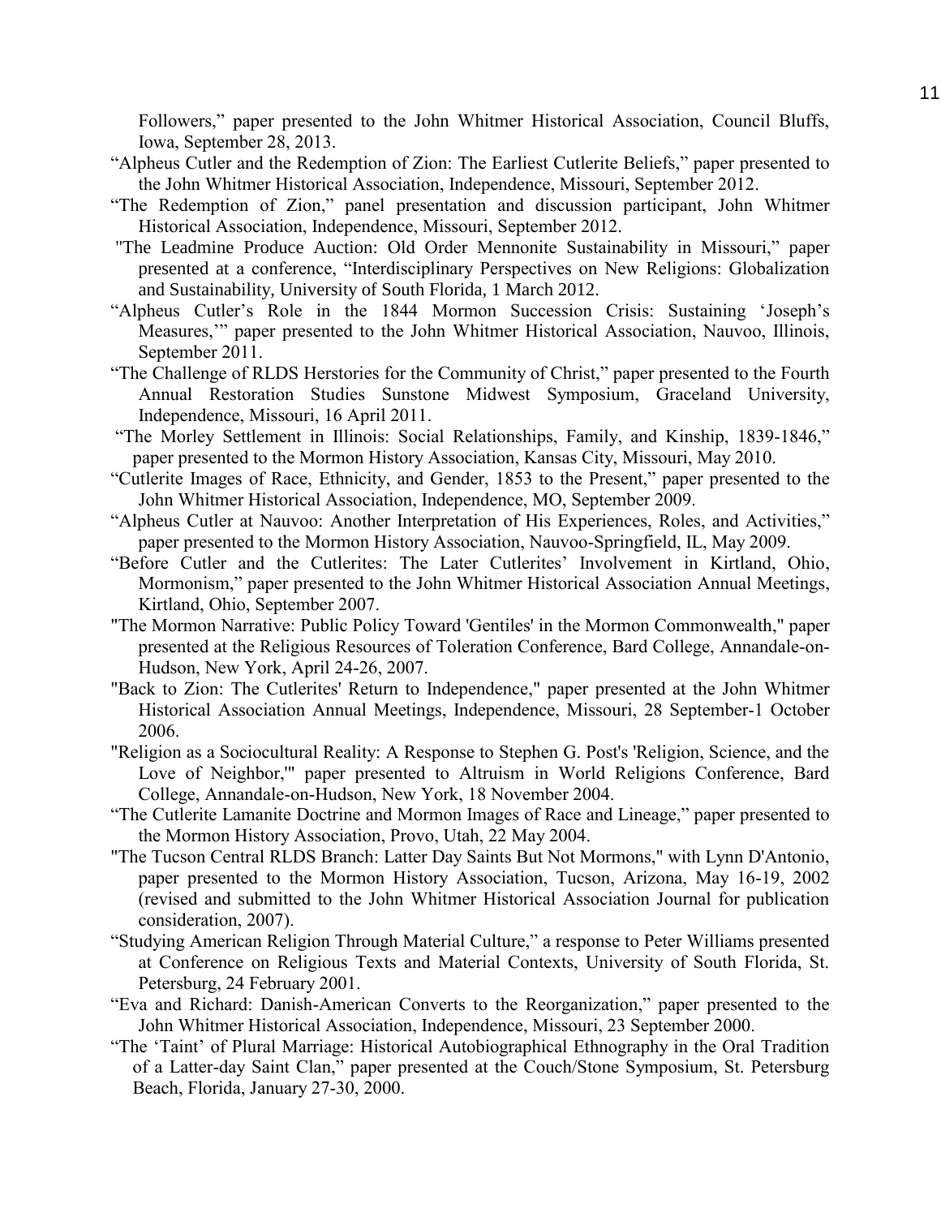Followers," paper presented to the John Whitmer Historical Association, Council Bluffs, Iowa, September 28, 2013.

"Alpheus Cutler and the Redemption of Zion: The Earliest Cutlerite Beliefs," paper presented to the John Whitmer Historical Association, Independence, Missouri, September 2012.

"The Redemption of Zion," panel presentation and discussion participant, John Whitmer Historical Association, Independence, Missouri, September 2012.

"The Leadmine Produce Auction: Old Order Mennonite Sustainability in Missouri," paper presented at a conference, "Interdisciplinary Perspectives on New Religions: Globalization and Sustainability, University of South Florida, 1 March 2012.

"Alpheus Cutler's Role in the 1844 Mormon Succession Crisis: Sustaining 'Joseph's Measures,'" paper presented to the John Whitmer Historical Association, Nauvoo, Illinois, September 2011.

"The Challenge of RLDS Herstories for the Community of Christ," paper presented to the Fourth Annual Restoration Studies Sunstone Midwest Symposium, Graceland University, Independence, Missouri, 16 April 2011.

"The Morley Settlement in Illinois: Social Relationships, Family, and Kinship, 1839-1846," paper presented to the Mormon History Association, Kansas City, Missouri, May 2010.

"Cutlerite Images of Race, Ethnicity, and Gender, 1853 to the Present," paper presented to the John Whitmer Historical Association, Independence, MO, September 2009.

"Alpheus Cutler at Nauvoo: Another Interpretation of His Experiences, Roles, and Activities," paper presented to the Mormon History Association, Nauvoo-Springfield, IL, May 2009.

"Before Cutler and the Cutlerites: The Later Cutlerites' Involvement in Kirtland, Ohio, Mormonism," paper presented to the John Whitmer Historical Association Annual Meetings, Kirtland, Ohio, September 2007.

"The Mormon Narrative: Public Policy Toward 'Gentiles' in the Mormon Commonwealth," paper presented at the Religious Resources of Toleration Conference, Bard College, Annandale-on-Hudson, New York, April 24-26, 2007.

"Back to Zion: The Cutlerites' Return to Independence," paper presented at the John Whitmer Historical Association Annual Meetings, Independence, Missouri, 28 September-1 October 2006.

"Religion as a Sociocultural Reality: A Response to Stephen G. Post's 'Religion, Science, and the Love of Neighbor,'" paper presented to Altruism in World Religions Conference, Bard College, Annandale-on-Hudson, New York, 18 November 2004.

"The Cutlerite Lamanite Doctrine and Mormon Images of Race and Lineage," paper presented to the Mormon History Association, Provo, Utah, 22 May 2004.

"The Tucson Central RLDS Branch: Latter Day Saints But Not Mormons," with Lynn D'Antonio, paper presented to the Mormon History Association, Tucson, Arizona, May 16-19, 2002 (revised and submitted to the John Whitmer Historical Association Journal for publication consideration, 2007).

"Studying American Religion Through Material Culture," a response to Peter Williams presented at Conference on Religious Texts and Material Contexts, University of South Florida, St. Petersburg, 24 February 2001.

"Eva and Richard: Danish-American Converts to the Reorganization," paper presented to the John Whitmer Historical Association, Independence, Missouri, 23 September 2000.

"The 'Taint' of Plural Marriage: Historical Autobiographical Ethnography in the Oral Tradition of a Latter-day Saint Clan," paper presented at the Couch/Stone Symposium, St. Petersburg Beach, Florida, January 27-30, 2000.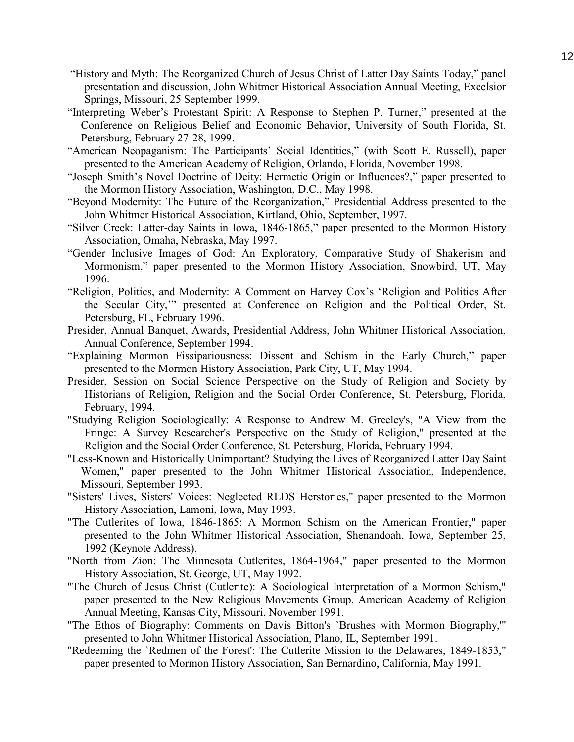"History and Myth: The Reorganized Church of Jesus Christ of Latter Day Saints Today," panel presentation and discussion, John Whitmer Historical Association Annual Meeting, Excelsior Springs, Missouri, 25 September 1999.

"Interpreting Weber's Protestant Spirit: A Response to Stephen P. Turner," presented at the Conference on Religious Belief and Economic Behavior, University of South Florida, St. Petersburg, February 27-28, 1999.

"American Neopaganism: The Participants' Social Identities," (with Scott E. Russell), paper presented to the American Academy of Religion, Orlando, Florida, November 1998.

"Joseph Smith's Novel Doctrine of Deity: Hermetic Origin or Influences?," paper presented to the Mormon History Association, Washington, D.C., May 1998.

"Beyond Modernity: The Future of the Reorganization," Presidential Address presented to the John Whitmer Historical Association, Kirtland, Ohio, September, 1997.

"Silver Creek: Latter-day Saints in Iowa, 1846-1865," paper presented to the Mormon History Association, Omaha, Nebraska, May 1997.

"Gender Inclusive Images of God: An Exploratory, Comparative Study of Shakerism and Mormonism," paper presented to the Mormon History Association, Snowbird, UT, May 1996.

"Religion, Politics, and Modernity: A Comment on Harvey Cox's 'Religion and Politics After the Secular City,'" presented at Conference on Religion and the Political Order, St. Petersburg, FL, February 1996.

Presider, Annual Banquet, Awards, Presidential Address, John Whitmer Historical Association, Annual Conference, September 1994.

"Explaining Mormon Fissipariousness: Dissent and Schism in the Early Church," paper presented to the Mormon History Association, Park City, UT, May 1994.

Presider, Session on Social Science Perspective on the Study of Religion and Society by Historians of Religion, Religion and the Social Order Conference, St. Petersburg, Florida, February, 1994.

"Studying Religion Sociologically: A Response to Andrew M. Greeley's, "A View from the Fringe: A Survey Researcher's Perspective on the Study of Religion," presented at the Religion and the Social Order Conference, St. Petersburg, Florida, February 1994.

"Less-Known and Historically Unimportant? Studying the Lives of Reorganized Latter Day Saint Women," paper presented to the John Whitmer Historical Association, Independence, Missouri, September 1993.

"Sisters' Lives, Sisters' Voices: Neglected RLDS Herstories," paper presented to the Mormon History Association, Lamoni, Iowa, May 1993.

"The Cutlerites of Iowa, 1846-1865: A Mormon Schism on the American Frontier," paper presented to the John Whitmer Historical Association, Shenandoah, Iowa, September 25, 1992 (Keynote Address).

"North from Zion: The Minnesota Cutlerites, 1864-1964," paper presented to the Mormon History Association, St. George, UT, May 1992.

"The Church of Jesus Christ (Cutlerite): A Sociological Interpretation of a Mormon Schism," paper presented to the New Religious Movements Group, American Academy of Religion Annual Meeting, Kansas City, Missouri, November 1991.

"The Ethos of Biography: Comments on Davis Bitton's `Brushes with Mormon Biography,'" presented to John Whitmer Historical Association, Plano, IL, September 1991.

"Redeeming the `Redmen of the Forest': The Cutlerite Mission to the Delawares, 1849-1853," paper presented to Mormon History Association, San Bernardino, California, May 1991.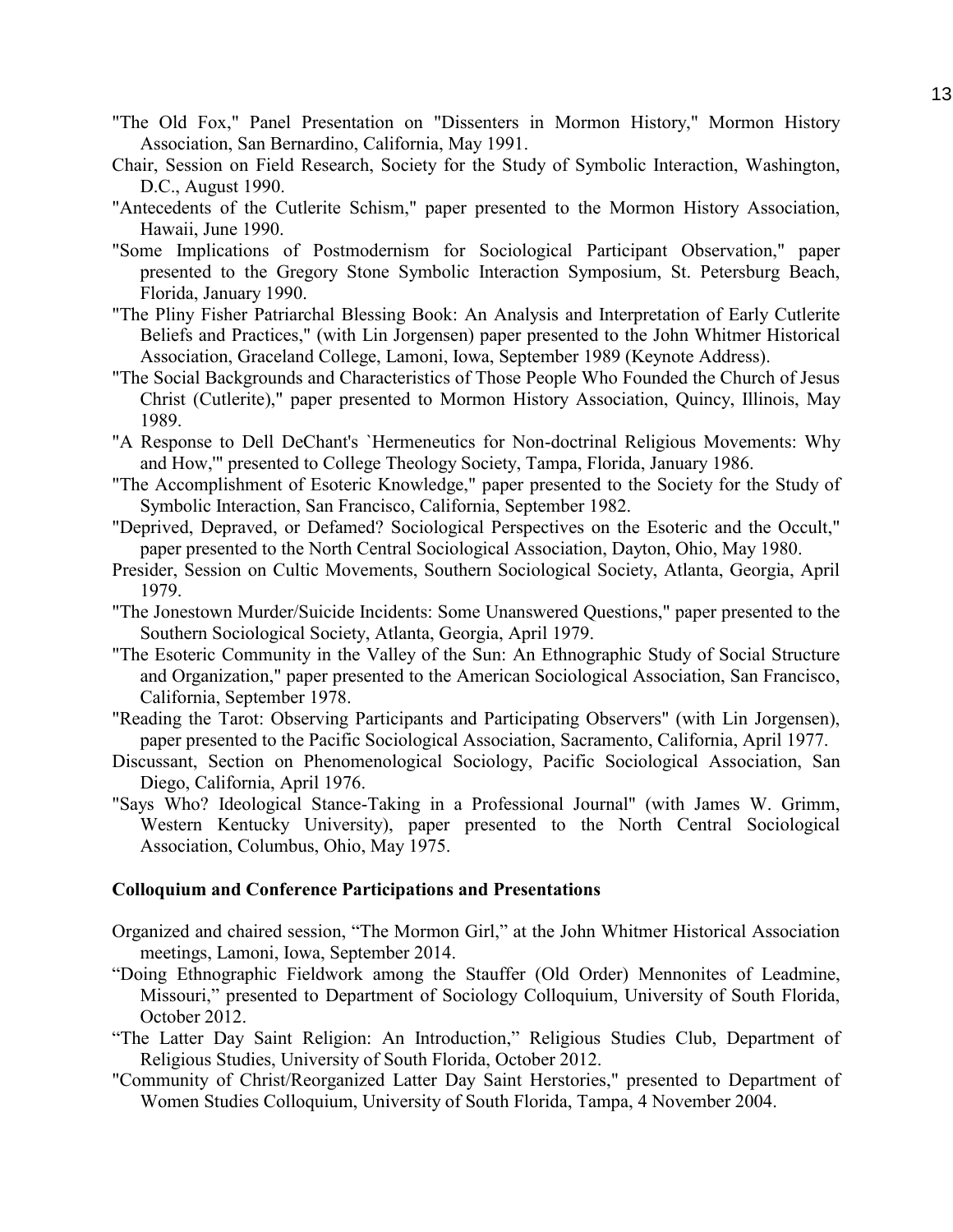"The Old Fox," Panel Presentation on "Dissenters in Mormon History," Mormon History Association, San Bernardino, California, May 1991.

Chair, Session on Field Research, Society for the Study of Symbolic Interaction, Washington, D.C., August 1990.

"Antecedents of the Cutlerite Schism," paper presented to the Mormon History Association, Hawaii, June 1990.

"Some Implications of Postmodernism for Sociological Participant Observation," paper presented to the Gregory Stone Symbolic Interaction Symposium, St. Petersburg Beach, Florida, January 1990.

"The Pliny Fisher Patriarchal Blessing Book: An Analysis and Interpretation of Early Cutlerite Beliefs and Practices," (with Lin Jorgensen) paper presented to the John Whitmer Historical Association, Graceland College, Lamoni, Iowa, September 1989 (Keynote Address).

"The Social Backgrounds and Characteristics of Those People Who Founded the Church of Jesus Christ (Cutlerite)," paper presented to Mormon History Association, Quincy, Illinois, May 1989.

"A Response to Dell DeChant's `Hermeneutics for Non-doctrinal Religious Movements: Why and How,'" presented to College Theology Society, Tampa, Florida, January 1986.

"The Accomplishment of Esoteric Knowledge," paper presented to the Society for the Study of Symbolic Interaction, San Francisco, California, September 1982.

"Deprived, Depraved, or Defamed? Sociological Perspectives on the Esoteric and the Occult," paper presented to the North Central Sociological Association, Dayton, Ohio, May 1980.

Presider, Session on Cultic Movements, Southern Sociological Society, Atlanta, Georgia, April 1979.

"The Jonestown Murder/Suicide Incidents: Some Unanswered Questions," paper presented to the Southern Sociological Society, Atlanta, Georgia, April 1979.

"The Esoteric Community in the Valley of the Sun: An Ethnographic Study of Social Structure and Organization," paper presented to the American Sociological Association, San Francisco, California, September 1978.

"Reading the Tarot: Observing Participants and Participating Observers" (with Lin Jorgensen), paper presented to the Pacific Sociological Association, Sacramento, California, April 1977.

Discussant, Section on Phenomenological Sociology, Pacific Sociological Association, San Diego, California, April 1976.

"Says Who? Ideological Stance-Taking in a Professional Journal" (with James W. Grimm, Western Kentucky University), paper presented to the North Central Sociological Association, Columbus, Ohio, May 1975.

**Colloquium and Conference Participations and Presentations**

Organized and chaired session, "The Mormon Girl," at the John Whitmer Historical Association meetings, Lamoni, Iowa, September 2014.

"Doing Ethnographic Fieldwork among the Stauffer (Old Order) Mennonites of Leadmine, Missouri," presented to Department of Sociology Colloquium, University of South Florida, October 2012.

"The Latter Day Saint Religion: An Introduction," Religious Studies Club, Department of Religious Studies, University of South Florida, October 2012.

"Community of Christ/Reorganized Latter Day Saint Herstories," presented to Department of Women Studies Colloquium, University of South Florida, Tampa, 4 November 2004.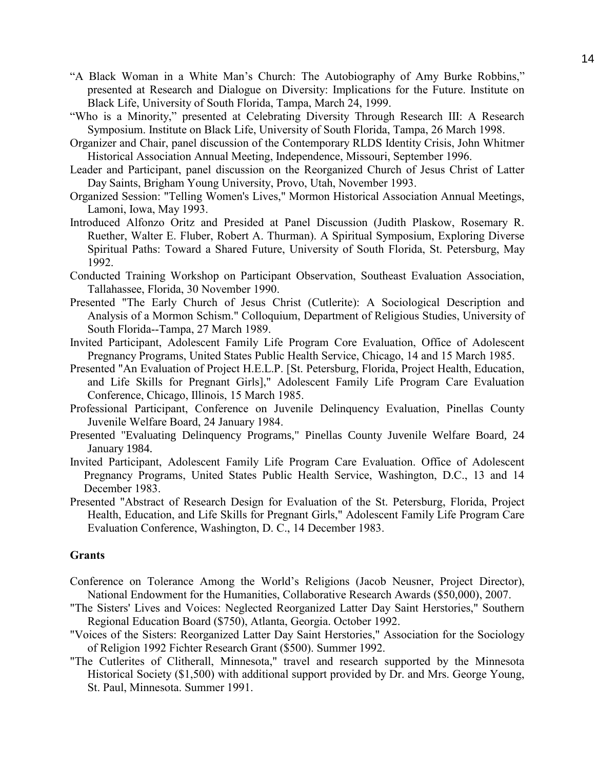"A Black Woman in a White Man's Church: The Autobiography of Amy Burke Robbins," presented at Research and Dialogue on Diversity: Implications for the Future. Institute on Black Life, University of South Florida, Tampa, March 24, 1999.

"Who is a Minority," presented at Celebrating Diversity Through Research III: A Research Symposium. Institute on Black Life, University of South Florida, Tampa, 26 March 1998.

Organizer and Chair, panel discussion of the Contemporary RLDS Identity Crisis, John Whitmer Historical Association Annual Meeting, Independence, Missouri, September 1996.

Leader and Participant, panel discussion on the Reorganized Church of Jesus Christ of Latter Day Saints, Brigham Young University, Provo, Utah, November 1993.

Organized Session: "Telling Women's Lives," Mormon Historical Association Annual Meetings, Lamoni, Iowa, May 1993.

Introduced Alfonzo Oritz and Presided at Panel Discussion (Judith Plaskow, Rosemary R. Ruether, Walter E. Fluber, Robert A. Thurman). A Spiritual Symposium, Exploring Diverse Spiritual Paths: Toward a Shared Future, University of South Florida, St. Petersburg, May 1992.

Conducted Training Workshop on Participant Observation, Southeast Evaluation Association, Tallahassee, Florida, 30 November 1990.

Presented "The Early Church of Jesus Christ (Cutlerite): A Sociological Description and Analysis of a Mormon Schism." Colloquium, Department of Religious Studies, University of South Florida--Tampa, 27 March 1989.

Invited Participant, Adolescent Family Life Program Core Evaluation, Office of Adolescent Pregnancy Programs, United States Public Health Service, Chicago, 14 and 15 March 1985.

Presented "An Evaluation of Project H.E.L.P. [St. Petersburg, Florida, Project Health, Education, and Life Skills for Pregnant Girls]," Adolescent Family Life Program Care Evaluation Conference, Chicago, Illinois, 15 March 1985.

Professional Participant, Conference on Juvenile Delinquency Evaluation, Pinellas County Juvenile Welfare Board, 24 January 1984.

Presented "Evaluating Delinquency Programs," Pinellas County Juvenile Welfare Board, 24 January 1984.

Invited Participant, Adolescent Family Life Program Care Evaluation. Office of Adolescent Pregnancy Programs, United States Public Health Service, Washington, D.C., 13 and 14 December 1983.

Presented "Abstract of Research Design for Evaluation of the St. Petersburg, Florida, Project Health, Education, and Life Skills for Pregnant Girls," Adolescent Family Life Program Care Evaluation Conference, Washington, D. C., 14 December 1983.

**Grants**

Conference on Tolerance Among the World's Religions (Jacob Neusner, Project Director), National Endowment for the Humanities, Collaborative Research Awards ($50,000), 2007.

"The Sisters' Lives and Voices: Neglected Reorganized Latter Day Saint Herstories," Southern Regional Education Board ($750), Atlanta, Georgia. October 1992.

"Voices of the Sisters: Reorganized Latter Day Saint Herstories," Association for the Sociology of Religion 1992 Fichter Research Grant ($500). Summer 1992.

"The Cutlerites of Clitherall, Minnesota," travel and research supported by the Minnesota Historical Society ($1,500) with additional support provided by Dr. and Mrs. George Young, St. Paul, Minnesota. Summer 1991.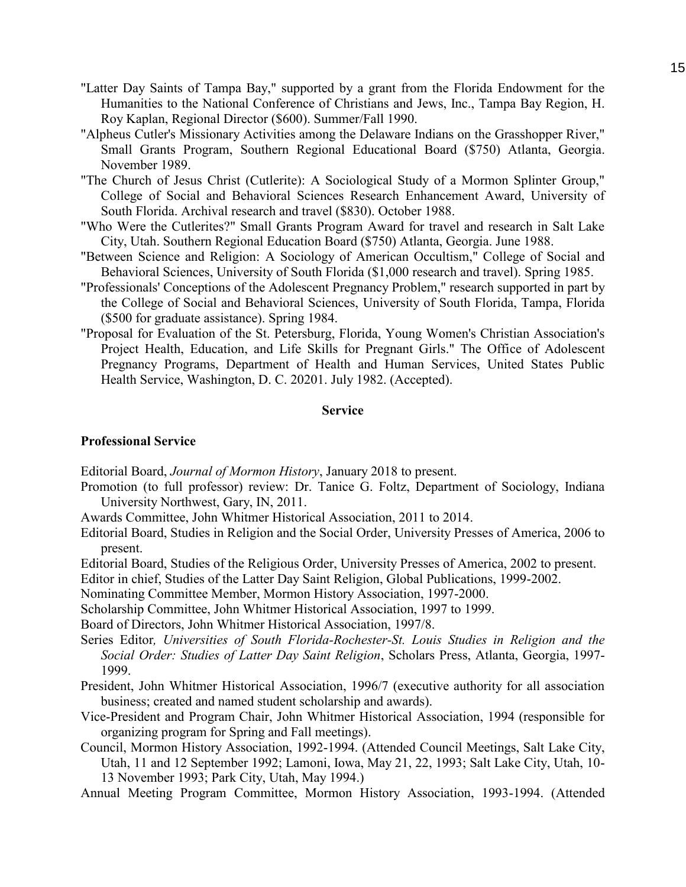"Latter Day Saints of Tampa Bay," supported by a grant from the Florida Endowment for the Humanities to the National Conference of Christians and Jews, Inc., Tampa Bay Region, H. Roy Kaplan, Regional Director ($600). Summer/Fall 1990.

"Alpheus Cutler's Missionary Activities among the Delaware Indians on the Grasshopper River," Small Grants Program, Southern Regional Educational Board ($750) Atlanta, Georgia. November 1989.

"The Church of Jesus Christ (Cutlerite): A Sociological Study of a Mormon Splinter Group," College of Social and Behavioral Sciences Research Enhancement Award, University of South Florida. Archival research and travel ($830). October 1988.

"Who Were the Cutlerites?" Small Grants Program Award for travel and research in Salt Lake City, Utah. Southern Regional Education Board ($750) Atlanta, Georgia. June 1988.

"Between Science and Religion: A Sociology of American Occultism," College of Social and Behavioral Sciences, University of South Florida ($1,000 research and travel). Spring 1985.

"Professionals' Conceptions of the Adolescent Pregnancy Problem," research supported in part by the College of Social and Behavioral Sciences, University of South Florida, Tampa, Florida ($500 for graduate assistance). Spring 1984.

"Proposal for Evaluation of the St. Petersburg, Florida, Young Women's Christian Association's Project Health, Education, and Life Skills for Pregnant Girls." The Office of Adolescent Pregnancy Programs, Department of Health and Human Services, United States Public Health Service, Washington, D. C. 20201. July 1982. (Accepted).

## Service

### Professional Service

Editorial Board, *Journal of Mormon History*, January 2018 to present.

Promotion (to full professor) review: Dr. Tanice G. Foltz, Department of Sociology, Indiana University Northwest, Gary, IN, 2011.

Awards Committee, John Whitmer Historical Association, 2011 to 2014.

Editorial Board, Studies in Religion and the Social Order, University Presses of America, 2006 to present.

Editorial Board, Studies of the Religious Order, University Presses of America, 2002 to present.

Editor in chief, Studies of the Latter Day Saint Religion, Global Publications, 1999-2002.

Nominating Committee Member, Mormon History Association, 1997-2000.

Scholarship Committee, John Whitmer Historical Association, 1997 to 1999.

Board of Directors, John Whitmer Historical Association, 1997/8.

Series Editor, *Universities of South Florida-Rochester-St. Louis Studies in Religion and the Social Order: Studies of Latter Day Saint Religion*, Scholars Press, Atlanta, Georgia, 1997-1999.

President, John Whitmer Historical Association, 1996/7 (executive authority for all association business; created and named student scholarship and awards).

Vice-President and Program Chair, John Whitmer Historical Association, 1994 (responsible for organizing program for Spring and Fall meetings).

Council, Mormon History Association, 1992-1994. (Attended Council Meetings, Salt Lake City, Utah, 11 and 12 September 1992; Lamoni, Iowa, May 21, 22, 1993; Salt Lake City, Utah, 10-13 November 1993; Park City, Utah, May 1994.)

Annual Meeting Program Committee, Mormon History Association, 1993-1994. (Attended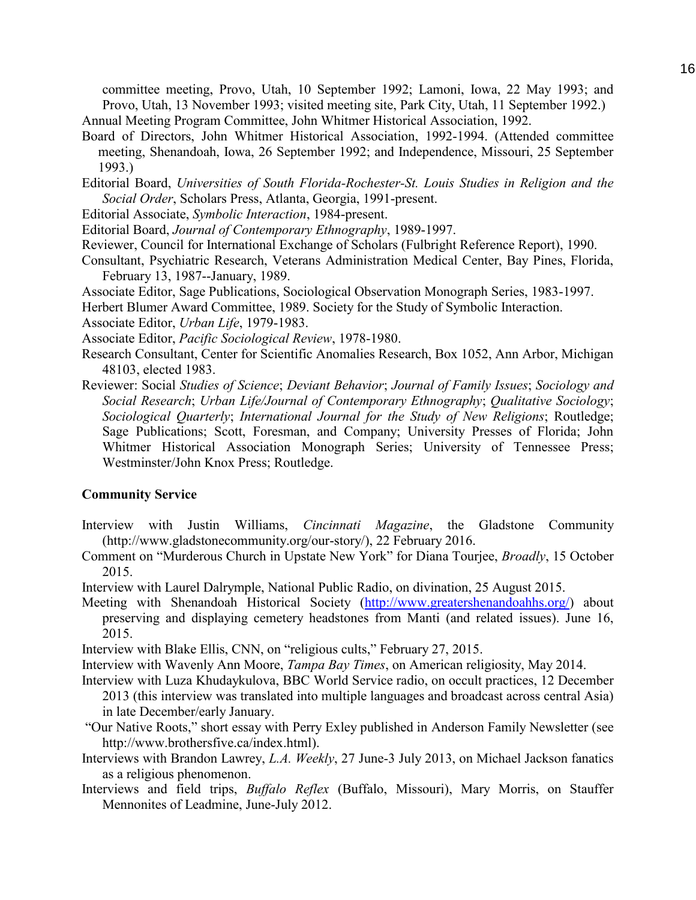committee meeting, Provo, Utah, 10 September 1992; Lamoni, Iowa, 22 May 1993; and Provo, Utah, 13 November 1993; visited meeting site, Park City, Utah, 11 September 1992.)

Annual Meeting Program Committee, John Whitmer Historical Association, 1992.

Board of Directors, John Whitmer Historical Association, 1992-1994. (Attended committee meeting, Shenandoah, Iowa, 26 September 1992; and Independence, Missouri, 25 September 1993.)

Editorial Board, *Universities of South Florida-Rochester-St. Louis Studies in Religion and the Social Order*, Scholars Press, Atlanta, Georgia, 1991-present.

Editorial Associate, *Symbolic Interaction*, 1984-present.

Editorial Board, *Journal of Contemporary Ethnography*, 1989-1997.

Reviewer, Council for International Exchange of Scholars (Fulbright Reference Report), 1990.

Consultant, Psychiatric Research, Veterans Administration Medical Center, Bay Pines, Florida, February 13, 1987--January, 1989.

Associate Editor, Sage Publications, Sociological Observation Monograph Series, 1983-1997.

Herbert Blumer Award Committee, 1989. Society for the Study of Symbolic Interaction.

Associate Editor, *Urban Life*, 1979-1983.

Associate Editor, *Pacific Sociological Review*, 1978-1980.

Research Consultant, Center for Scientific Anomalies Research, Box 1052, Ann Arbor, Michigan 48103, elected 1983.

Reviewer: Social *Studies of Science*; *Deviant Behavior*; *Journal of Family Issues*; *Sociology and Social Research*; *Urban Life/Journal of Contemporary Ethnography*; *Qualitative Sociology*; *Sociological Quarterly*; *International Journal for the Study of New Religions*; Routledge; Sage Publications; Scott, Foresman, and Company; University Presses of Florida; John Whitmer Historical Association Monograph Series; University of Tennessee Press; Westminster/John Knox Press; Routledge.

**Community Service**

Interview with Justin Williams, *Cincinnati Magazine*, the Gladstone Community (http://www.gladstonecommunity.org/our-story/), 22 February 2016.

Comment on "Murderous Church in Upstate New York" for Diana Tourjee, *Broadly*, 15 October 2015.

Interview with Laurel Dalrymple, National Public Radio, on divination, 25 August 2015.

Meeting with Shenandoah Historical Society (http://www.greatershenandoahhs.org/) about preserving and displaying cemetery headstones from Manti (and related issues). June 16, 2015.

Interview with Blake Ellis, CNN, on "religious cults," February 27, 2015.

Interview with Wavenly Ann Moore, *Tampa Bay Times*, on American religiosity, May 2014.

Interview with Luza Khudaykulova, BBC World Service radio, on occult practices, 12 December 2013 (this interview was translated into multiple languages and broadcast across central Asia) in late December/early January.

"Our Native Roots," short essay with Perry Exley published in Anderson Family Newsletter (see http://www.brothersfive.ca/index.html).

Interviews with Brandon Lawrey, *L.A. Weekly*, 27 June-3 July 2013, on Michael Jackson fanatics as a religious phenomenon.

Interviews and field trips, *Buffalo Reflex* (Buffalo, Missouri), Mary Morris, on Stauffer Mennonites of Leadmine, June-July 2012.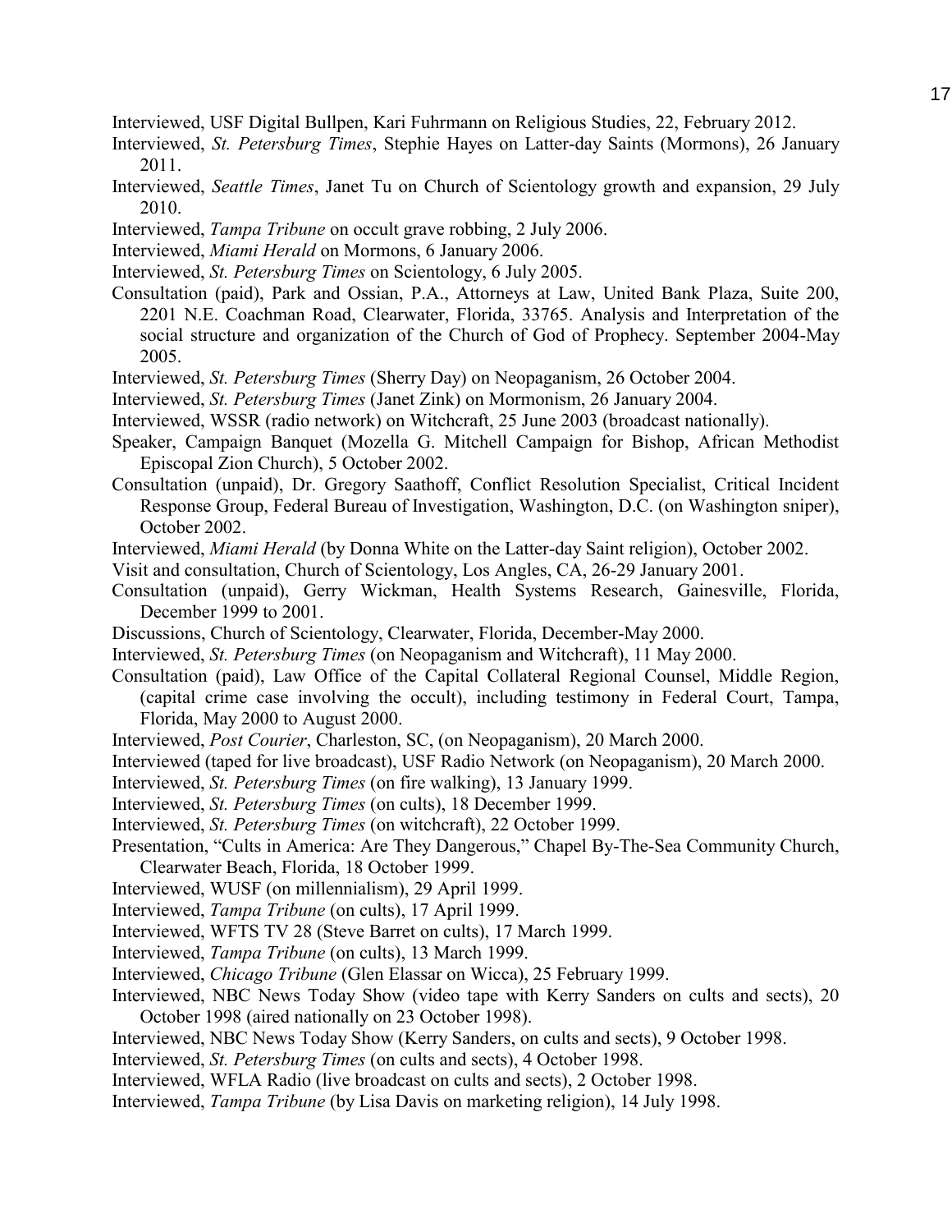Interviewed, USF Digital Bullpen, Kari Fuhrmann on Religious Studies, 22, February 2012.

Interviewed, *St. Petersburg Times*, Stephie Hayes on Latter-day Saints (Mormons), 26 January 2011.

Interviewed, *Seattle Times*, Janet Tu on Church of Scientology growth and expansion, 29 July 2010.

Interviewed, *Tampa Tribune* on occult grave robbing, 2 July 2006.

Interviewed, *Miami Herald* on Mormons, 6 January 2006.

Interviewed, *St. Petersburg Times* on Scientology, 6 July 2005.

Consultation (paid), Park and Ossian, P.A., Attorneys at Law, United Bank Plaza, Suite 200, 2201 N.E. Coachman Road, Clearwater, Florida, 33765. Analysis and Interpretation of the social structure and organization of the Church of God of Prophecy. September 2004-May 2005.

Interviewed, *St. Petersburg Times* (Sherry Day) on Neopaganism, 26 October 2004.

Interviewed, *St. Petersburg Times* (Janet Zink) on Mormonism, 26 January 2004.

Interviewed, WSSR (radio network) on Witchcraft, 25 June 2003 (broadcast nationally).

Speaker, Campaign Banquet (Mozella G. Mitchell Campaign for Bishop, African Methodist Episcopal Zion Church), 5 October 2002.

Consultation (unpaid), Dr. Gregory Saathoff, Conflict Resolution Specialist, Critical Incident Response Group, Federal Bureau of Investigation, Washington, D.C. (on Washington sniper), October 2002.

Interviewed, *Miami Herald* (by Donna White on the Latter-day Saint religion), October 2002.

Visit and consultation, Church of Scientology, Los Angles, CA, 26-29 January 2001.

Consultation (unpaid), Gerry Wickman, Health Systems Research, Gainesville, Florida, December 1999 to 2001.

Discussions, Church of Scientology, Clearwater, Florida, December-May 2000.

Interviewed, *St. Petersburg Times* (on Neopaganism and Witchcraft), 11 May 2000.

Consultation (paid), Law Office of the Capital Collateral Regional Counsel, Middle Region, (capital crime case involving the occult), including testimony in Federal Court, Tampa, Florida, May 2000 to August 2000.

Interviewed, *Post Courier*, Charleston, SC, (on Neopaganism), 20 March 2000.

Interviewed (taped for live broadcast), USF Radio Network (on Neopaganism), 20 March 2000.

Interviewed, *St. Petersburg Times* (on fire walking), 13 January 1999.

Interviewed, *St. Petersburg Times* (on cults), 18 December 1999.

Interviewed, *St. Petersburg Times* (on witchcraft), 22 October 1999.

Presentation, "Cults in America: Are They Dangerous," Chapel By-The-Sea Community Church, Clearwater Beach, Florida, 18 October 1999.

Interviewed, WUSF (on millennialism), 29 April 1999.

Interviewed, *Tampa Tribune* (on cults), 17 April 1999.

Interviewed, WFTS TV 28 (Steve Barret on cults), 17 March 1999.

Interviewed, *Tampa Tribune* (on cults), 13 March 1999.

Interviewed, *Chicago Tribune* (Glen Elassar on Wicca), 25 February 1999.

Interviewed, NBC News Today Show (video tape with Kerry Sanders on cults and sects), 20 October 1998 (aired nationally on 23 October 1998).

Interviewed, NBC News Today Show (Kerry Sanders, on cults and sects), 9 October 1998.

Interviewed, *St. Petersburg Times* (on cults and sects), 4 October 1998.

Interviewed, WFLA Radio (live broadcast on cults and sects), 2 October 1998.

Interviewed, *Tampa Tribune* (by Lisa Davis on marketing religion), 14 July 1998.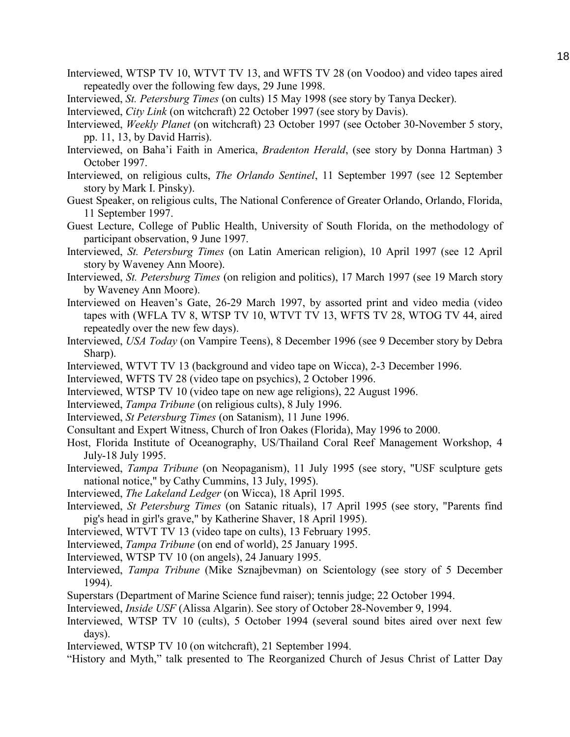Interviewed, WTSP TV 10, WTVT TV 13, and WFTS TV 28 (on Voodoo) and video tapes aired repeatedly over the following few days, 29 June 1998.

Interviewed, *St. Petersburg Times* (on cults) 15 May 1998 (see story by Tanya Decker).

Interviewed, *City Link* (on witchcraft) 22 October 1997 (see story by Davis).

Interviewed, *Weekly Planet* (on witchcraft) 23 October 1997 (see October 30-November 5 story, pp. 11, 13, by David Harris).

Interviewed, on Baha'i Faith in America, *Bradenton Herald*, (see story by Donna Hartman) 3 October 1997.

Interviewed, on religious cults, *The Orlando Sentinel*, 11 September 1997 (see 12 September story by Mark I. Pinsky).

Guest Speaker, on religious cults, The National Conference of Greater Orlando, Orlando, Florida, 11 September 1997.

Guest Lecture, College of Public Health, University of South Florida, on the methodology of participant observation, 9 June 1997.

Interviewed, *St. Petersburg Times* (on Latin American religion), 10 April 1997 (see 12 April story by Waveney Ann Moore).

Interviewed, *St. Petersburg Times* (on religion and politics), 17 March 1997 (see 19 March story by Waveney Ann Moore).

Interviewed on Heaven's Gate, 26-29 March 1997, by assorted print and video media (video tapes with (WFLA TV 8, WTSP TV 10, WTVT TV 13, WFTS TV 28, WTOG TV 44, aired repeatedly over the new few days).

Interviewed, *USA Today* (on Vampire Teens), 8 December 1996 (see 9 December story by Debra Sharp).

Interviewed, WTVT TV 13 (background and video tape on Wicca), 2-3 December 1996.

Interviewed, WFTS TV 28 (video tape on psychics), 2 October 1996.

Interviewed, WTSP TV 10 (video tape on new age religions), 22 August 1996.

Interviewed, *Tampa Tribune* (on religious cults), 8 July 1996.

Interviewed, *St Petersburg Times* (on Satanism), 11 June 1996.

Consultant and Expert Witness, Church of Iron Oakes (Florida), May 1996 to 2000.

Host, Florida Institute of Oceanography, US/Thailand Coral Reef Management Workshop, 4 July-18 July 1995.

Interviewed, *Tampa Tribune* (on Neopaganism), 11 July 1995 (see story, "USF sculpture gets national notice," by Cathy Cummins, 13 July, 1995).

Interviewed, *The Lakeland Ledger* (on Wicca), 18 April 1995.

Interviewed, *St Petersburg Times* (on Satanic rituals), 17 April 1995 (see story, "Parents find pig's head in girl's grave," by Katherine Shaver, 18 April 1995).

Interviewed, WTVT TV 13 (video tape on cults), 13 February 1995.

Interviewed, *Tampa Tribune* (on end of world), 25 January 1995.

Interviewed, WTSP TV 10 (on angels), 24 January 1995.

Interviewed, *Tampa Tribune* (Mike Sznajbevman) on Scientology (see story of 5 December 1994).

Superstars (Department of Marine Science fund raiser); tennis judge; 22 October 1994.

Interviewed, *Inside USF* (Alissa Algarin). See story of October 28-November 9, 1994.

Interviewed, WTSP TV 10 (cults), 5 October 1994 (several sound bites aired over next few days).

Interviewed, WTSP TV 10 (on witchcraft), 21 September 1994.

"History and Myth," talk presented to The Reorganized Church of Jesus Christ of Latter Day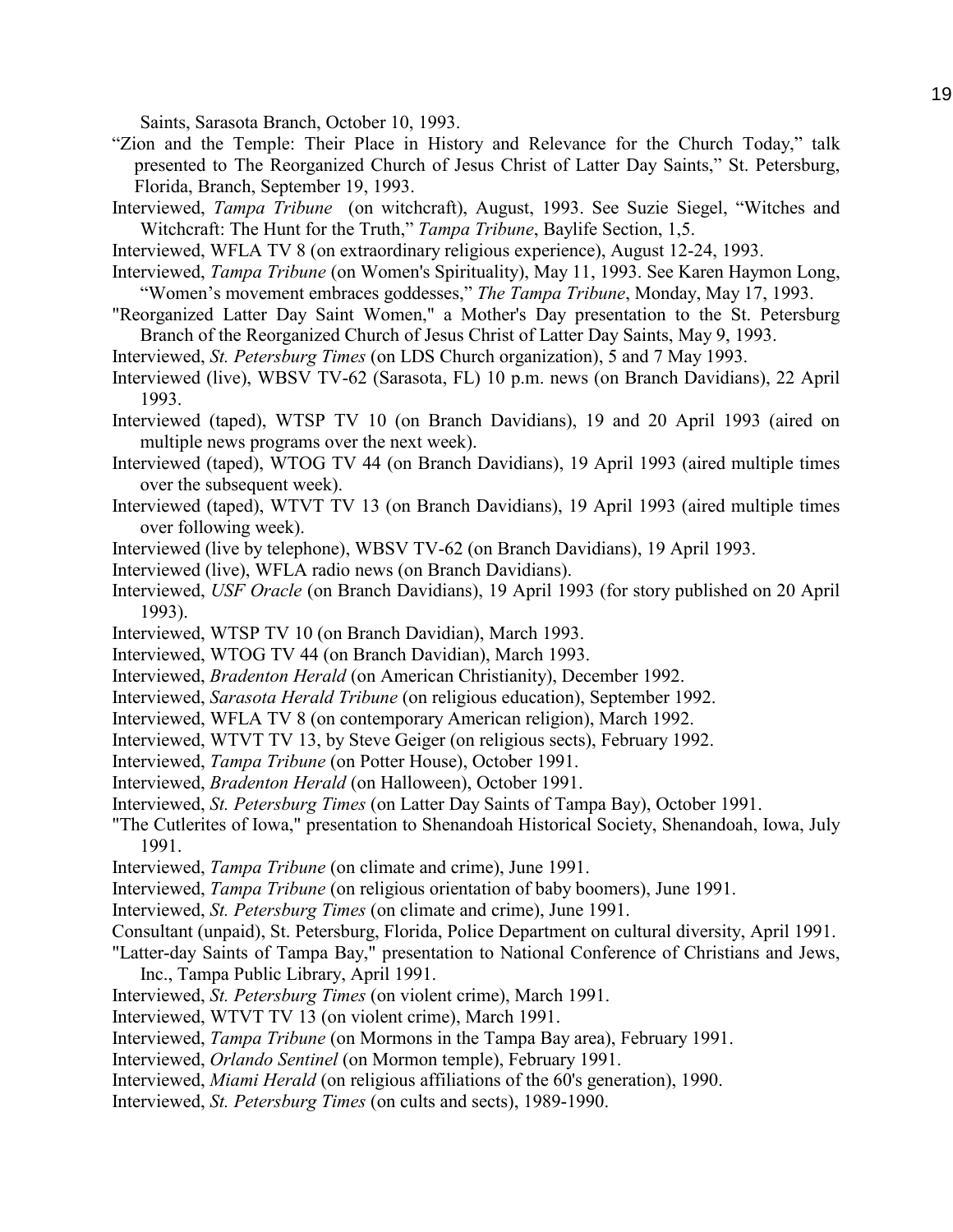Saints, Sarasota Branch, October 10, 1993.

"Zion and the Temple: Their Place in History and Relevance for the Church Today," talk presented to The Reorganized Church of Jesus Christ of Latter Day Saints," St. Petersburg, Florida, Branch, September 19, 1993.

Interviewed, *Tampa Tribune* (on witchcraft), August, 1993. See Suzie Siegel, "Witches and Witchcraft: The Hunt for the Truth," *Tampa Tribune*, Baylife Section, 1,5.

Interviewed, WFLA TV 8 (on extraordinary religious experience), August 12-24, 1993.

Interviewed, *Tampa Tribune* (on Women's Spirituality), May 11, 1993. See Karen Haymon Long, "Women's movement embraces goddesses," *The Tampa Tribune*, Monday, May 17, 1993.

"Reorganized Latter Day Saint Women," a Mother's Day presentation to the St. Petersburg Branch of the Reorganized Church of Jesus Christ of Latter Day Saints, May 9, 1993.

Interviewed, *St. Petersburg Times* (on LDS Church organization), 5 and 7 May 1993.

Interviewed (live), WBSV TV-62 (Sarasota, FL) 10 p.m. news (on Branch Davidians), 22 April 1993.

Interviewed (taped), WTSP TV 10 (on Branch Davidians), 19 and 20 April 1993 (aired on multiple news programs over the next week).

Interviewed (taped), WTOG TV 44 (on Branch Davidians), 19 April 1993 (aired multiple times over the subsequent week).

Interviewed (taped), WTVT TV 13 (on Branch Davidians), 19 April 1993 (aired multiple times over following week).

Interviewed (live by telephone), WBSV TV-62 (on Branch Davidians), 19 April 1993.

Interviewed (live), WFLA radio news (on Branch Davidians).

Interviewed, *USF Oracle* (on Branch Davidians), 19 April 1993 (for story published on 20 April 1993).

Interviewed, WTSP TV 10 (on Branch Davidian), March 1993.

Interviewed, WTOG TV 44 (on Branch Davidian), March 1993.

Interviewed, *Bradenton Herald* (on American Christianity), December 1992.

Interviewed, *Sarasota Herald Tribune* (on religious education), September 1992.

Interviewed, WFLA TV 8 (on contemporary American religion), March 1992.

Interviewed, WTVT TV 13, by Steve Geiger (on religious sects), February 1992.

Interviewed, *Tampa Tribune* (on Potter House), October 1991.

Interviewed, *Bradenton Herald* (on Halloween), October 1991.

Interviewed, *St. Petersburg Times* (on Latter Day Saints of Tampa Bay), October 1991.

"The Cutlerites of Iowa," presentation to Shenandoah Historical Society, Shenandoah, Iowa, July 1991.

Interviewed, *Tampa Tribune* (on climate and crime), June 1991.

Interviewed, *Tampa Tribune* (on religious orientation of baby boomers), June 1991.

Interviewed, *St. Petersburg Times* (on climate and crime), June 1991.

Consultant (unpaid), St. Petersburg, Florida, Police Department on cultural diversity, April 1991.

"Latter-day Saints of Tampa Bay," presentation to National Conference of Christians and Jews, Inc., Tampa Public Library, April 1991.

Interviewed, *St. Petersburg Times* (on violent crime), March 1991.

Interviewed, WTVT TV 13 (on violent crime), March 1991.

Interviewed, *Tampa Tribune* (on Mormons in the Tampa Bay area), February 1991.

Interviewed, *Orlando Sentinel* (on Mormon temple), February 1991.

Interviewed, *Miami Herald* (on religious affiliations of the 60's generation), 1990.

Interviewed, *St. Petersburg Times* (on cults and sects), 1989-1990.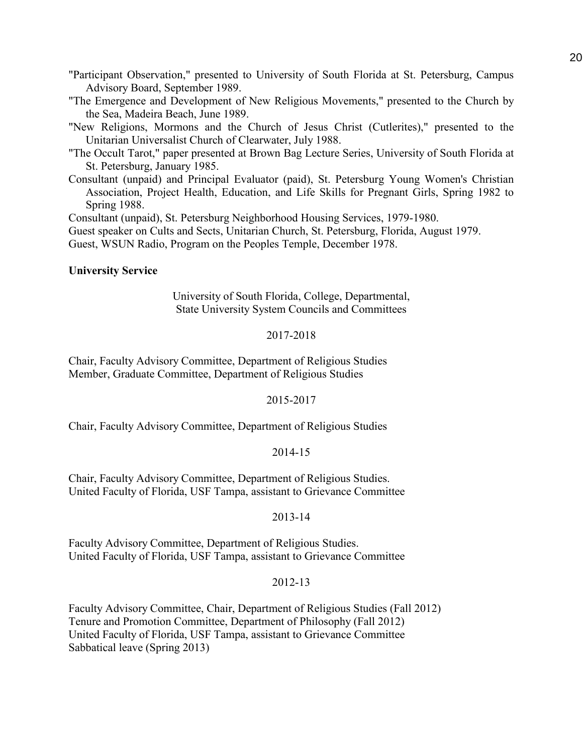"Participant Observation," presented to University of South Florida at St. Petersburg, Campus Advisory Board, September 1989.

"The Emergence and Development of New Religious Movements," presented to the Church by the Sea, Madeira Beach, June 1989.

"New Religions, Mormons and the Church of Jesus Christ (Cutlerites)," presented to the Unitarian Universalist Church of Clearwater, July 1988.

"The Occult Tarot," paper presented at Brown Bag Lecture Series, University of South Florida at St. Petersburg, January 1985.

Consultant (unpaid) and Principal Evaluator (paid), St. Petersburg Young Women's Christian Association, Project Health, Education, and Life Skills for Pregnant Girls, Spring 1982 to Spring 1988.

Consultant (unpaid), St. Petersburg Neighborhood Housing Services, 1979-1980.

Guest speaker on Cults and Sects, Unitarian Church, St. Petersburg, Florida, August 1979.

Guest, WSUN Radio, Program on the Peoples Temple, December 1978.

**University Service**

University of South Florida, College, Departmental,
State University System Councils and Committees

2017-2018

Chair, Faculty Advisory Committee, Department of Religious Studies
Member, Graduate Committee, Department of Religious Studies

2015-2017

Chair, Faculty Advisory Committee, Department of Religious Studies

2014-15

Chair, Faculty Advisory Committee, Department of Religious Studies.
United Faculty of Florida, USF Tampa, assistant to Grievance Committee

2013-14

Faculty Advisory Committee, Department of Religious Studies.
United Faculty of Florida, USF Tampa, assistant to Grievance Committee

2012-13

Faculty Advisory Committee, Chair, Department of Religious Studies (Fall 2012)
Tenure and Promotion Committee, Department of Philosophy (Fall 2012)
United Faculty of Florida, USF Tampa, assistant to Grievance Committee
Sabbatical leave (Spring 2013)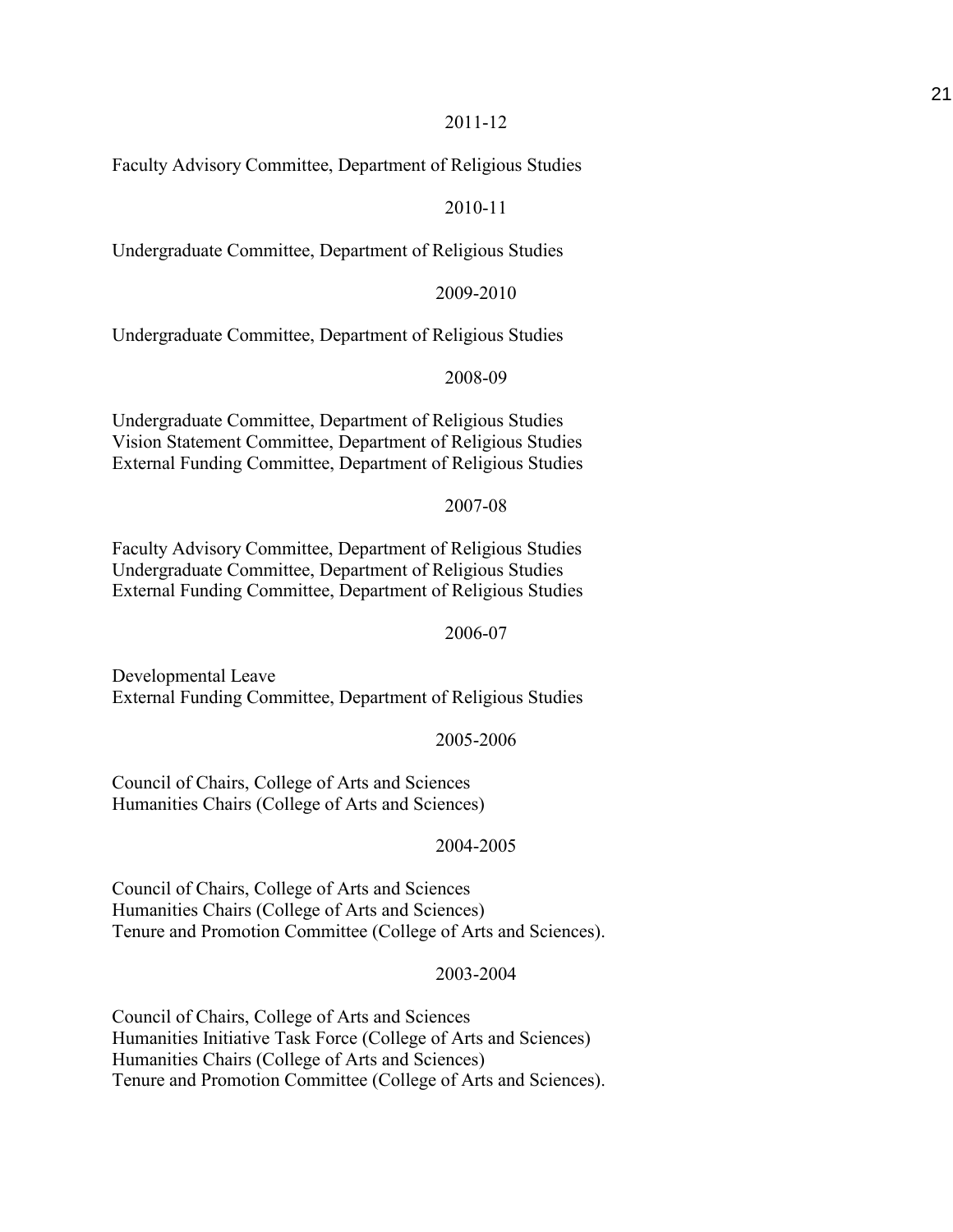2011-12

Faculty Advisory Committee, Department of Religious Studies

2010-11

Undergraduate Committee, Department of Religious Studies

2009-2010

Undergraduate Committee, Department of Religious Studies

2008-09

Undergraduate Committee, Department of Religious Studies
Vision Statement Committee, Department of Religious Studies
External Funding Committee, Department of Religious Studies

2007-08

Faculty Advisory Committee, Department of Religious Studies
Undergraduate Committee, Department of Religious Studies
External Funding Committee, Department of Religious Studies

2006-07

Developmental Leave
External Funding Committee, Department of Religious Studies

2005-2006

Council of Chairs, College of Arts and Sciences
Humanities Chairs (College of Arts and Sciences)

2004-2005

Council of Chairs, College of Arts and Sciences
Humanities Chairs (College of Arts and Sciences)
Tenure and Promotion Committee (College of Arts and Sciences).

2003-2004

Council of Chairs, College of Arts and Sciences
Humanities Initiative Task Force (College of Arts and Sciences)
Humanities Chairs (College of Arts and Sciences)
Tenure and Promotion Committee (College of Arts and Sciences).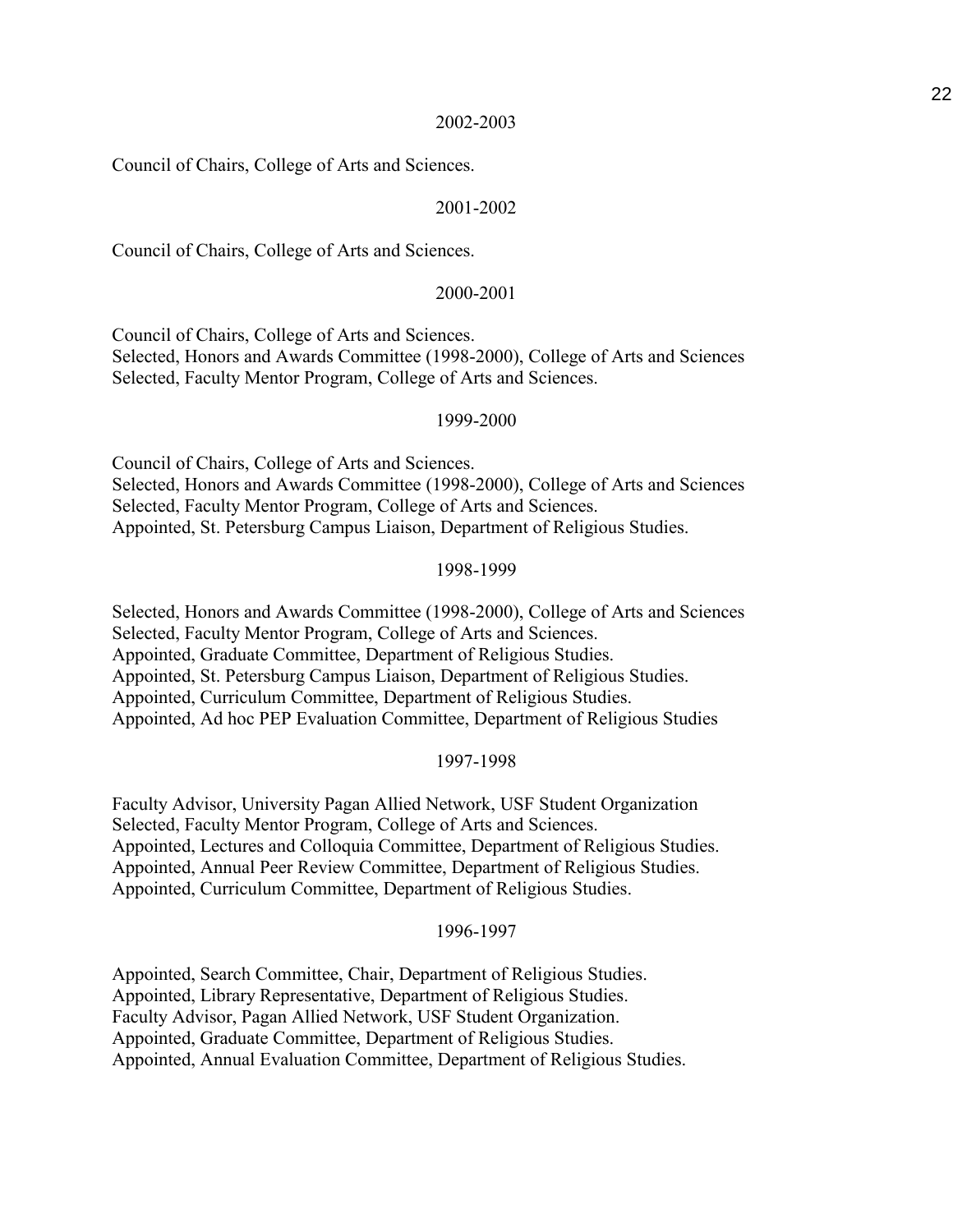2002-2003

Council of Chairs, College of Arts and Sciences.

2001-2002

Council of Chairs, College of Arts and Sciences.

2000-2001

Council of Chairs, College of Arts and Sciences.
Selected, Honors and Awards Committee (1998-2000), College of Arts and Sciences
Selected, Faculty Mentor Program, College of Arts and Sciences.

1999-2000

Council of Chairs, College of Arts and Sciences.
Selected, Honors and Awards Committee (1998-2000), College of Arts and Sciences
Selected, Faculty Mentor Program, College of Arts and Sciences.
Appointed, St. Petersburg Campus Liaison, Department of Religious Studies.

1998-1999

Selected, Honors and Awards Committee (1998-2000), College of Arts and Sciences
Selected, Faculty Mentor Program, College of Arts and Sciences.
Appointed, Graduate Committee, Department of Religious Studies.
Appointed, St. Petersburg Campus Liaison, Department of Religious Studies.
Appointed, Curriculum Committee, Department of Religious Studies.
Appointed, Ad hoc PEP Evaluation Committee, Department of Religious Studies

1997-1998

Faculty Advisor, University Pagan Allied Network, USF Student Organization
Selected, Faculty Mentor Program, College of Arts and Sciences.
Appointed, Lectures and Colloquia Committee, Department of Religious Studies.
Appointed, Annual Peer Review Committee, Department of Religious Studies.
Appointed, Curriculum Committee, Department of Religious Studies.

1996-1997

Appointed, Search Committee, Chair, Department of Religious Studies.
Appointed, Library Representative, Department of Religious Studies.
Faculty Advisor, Pagan Allied Network, USF Student Organization.
Appointed, Graduate Committee, Department of Religious Studies.
Appointed, Annual Evaluation Committee, Department of Religious Studies.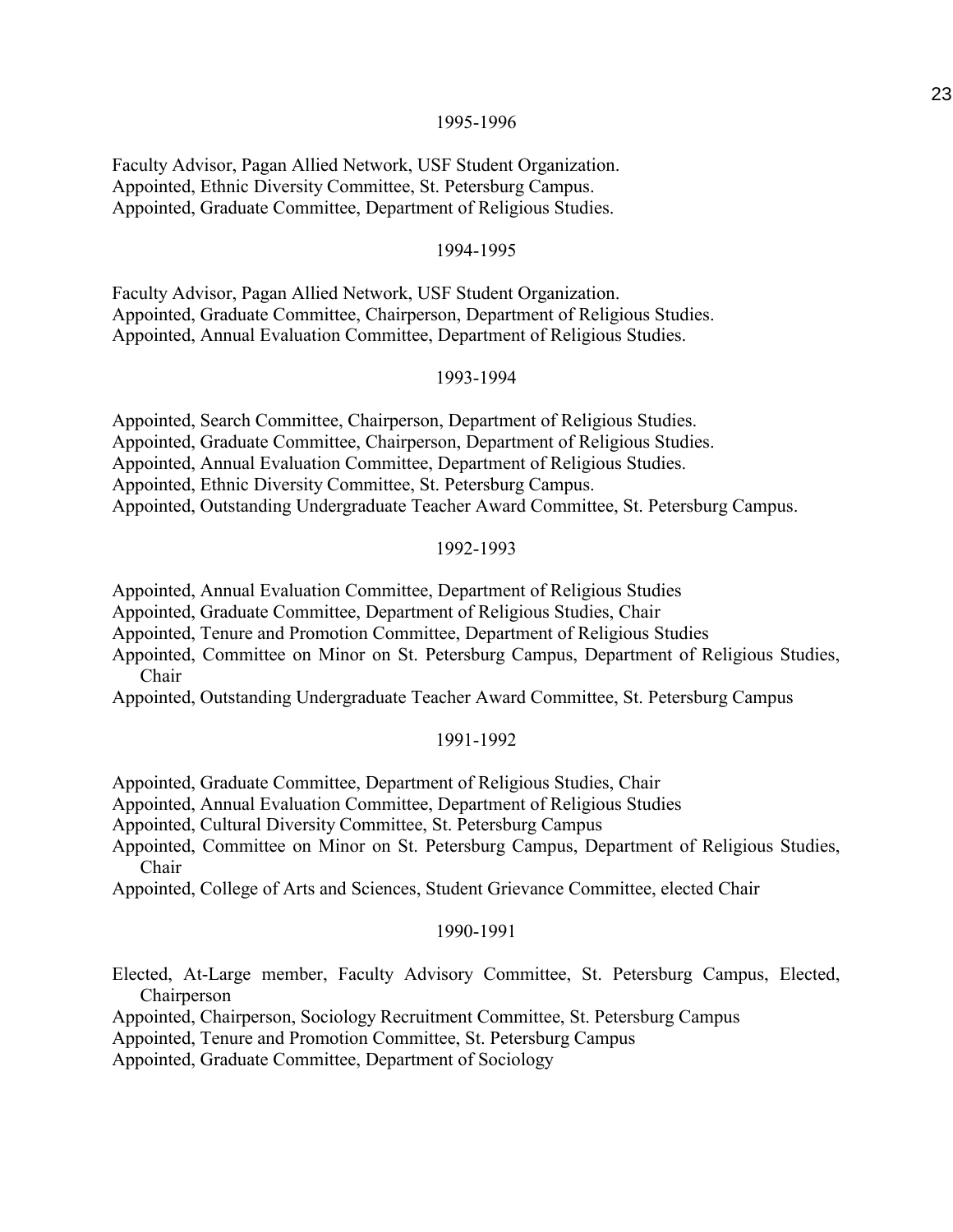1995-1996

Faculty Advisor, Pagan Allied Network, USF Student Organization.
Appointed, Ethnic Diversity Committee, St. Petersburg Campus.
Appointed, Graduate Committee, Department of Religious Studies.

1994-1995

Faculty Advisor, Pagan Allied Network, USF Student Organization.
Appointed, Graduate Committee, Chairperson, Department of Religious Studies.
Appointed, Annual Evaluation Committee, Department of Religious Studies.

1993-1994

Appointed, Search Committee, Chairperson, Department of Religious Studies.
Appointed, Graduate Committee, Chairperson, Department of Religious Studies.
Appointed, Annual Evaluation Committee, Department of Religious Studies.
Appointed, Ethnic Diversity Committee, St. Petersburg Campus.
Appointed, Outstanding Undergraduate Teacher Award Committee, St. Petersburg Campus.

1992-1993

Appointed, Annual Evaluation Committee, Department of Religious Studies
Appointed, Graduate Committee, Department of Religious Studies, Chair
Appointed, Tenure and Promotion Committee, Department of Religious Studies
Appointed, Committee on Minor on St. Petersburg Campus, Department of Religious Studies, Chair
Appointed, Outstanding Undergraduate Teacher Award Committee, St. Petersburg Campus

1991-1992

Appointed, Graduate Committee, Department of Religious Studies, Chair
Appointed, Annual Evaluation Committee, Department of Religious Studies
Appointed, Cultural Diversity Committee, St. Petersburg Campus
Appointed, Committee on Minor on St. Petersburg Campus, Department of Religious Studies, Chair
Appointed, College of Arts and Sciences, Student Grievance Committee, elected Chair

1990-1991

Elected, At-Large member, Faculty Advisory Committee, St. Petersburg Campus, Elected, Chairperson
Appointed, Chairperson, Sociology Recruitment Committee, St. Petersburg Campus
Appointed, Tenure and Promotion Committee, St. Petersburg Campus
Appointed, Graduate Committee, Department of Sociology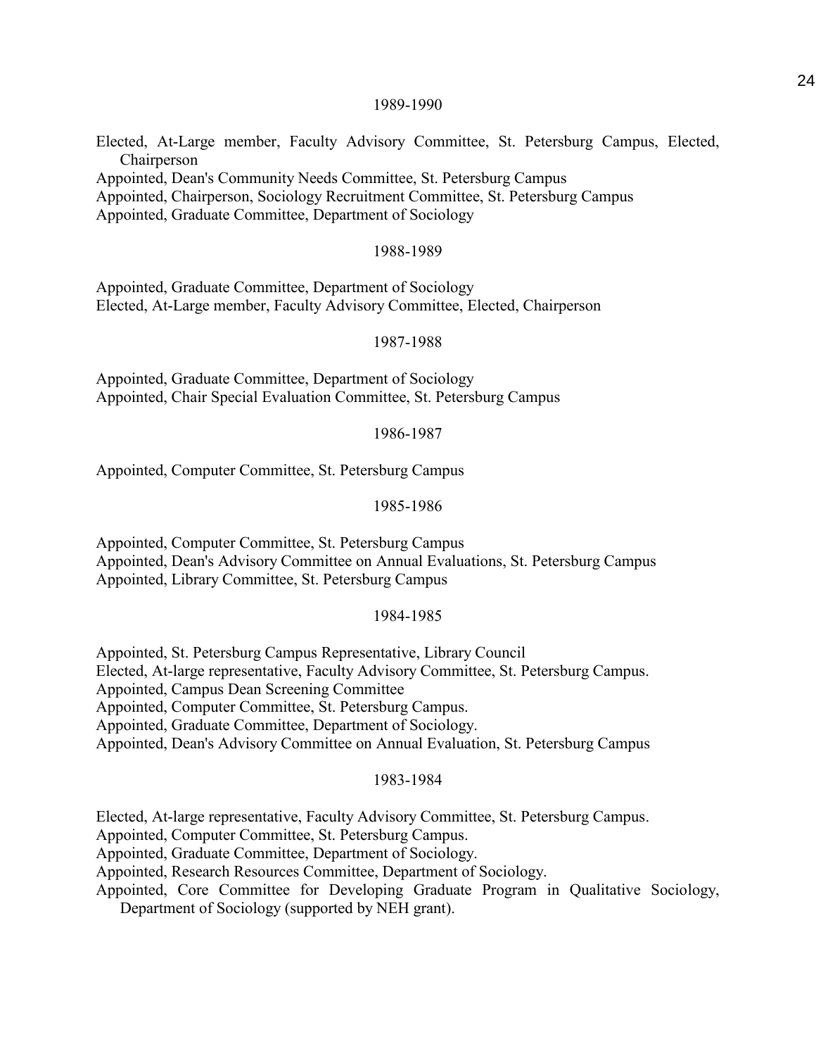1989-1990

Elected, At-Large member, Faculty Advisory Committee, St. Petersburg Campus, Elected, Chairperson
Appointed, Dean's Community Needs Committee, St. Petersburg Campus
Appointed, Chairperson, Sociology Recruitment Committee, St. Petersburg Campus
Appointed, Graduate Committee, Department of Sociology

1988-1989

Appointed, Graduate Committee, Department of Sociology
Elected, At-Large member, Faculty Advisory Committee, Elected, Chairperson

1987-1988

Appointed, Graduate Committee, Department of Sociology
Appointed, Chair Special Evaluation Committee, St. Petersburg Campus

1986-1987

Appointed, Computer Committee, St. Petersburg Campus

1985-1986

Appointed, Computer Committee, St. Petersburg Campus
Appointed, Dean's Advisory Committee on Annual Evaluations, St. Petersburg Campus
Appointed, Library Committee, St. Petersburg Campus

1984-1985

Appointed, St. Petersburg Campus Representative, Library Council
Elected, At-large representative, Faculty Advisory Committee, St. Petersburg Campus.
Appointed, Campus Dean Screening Committee
Appointed, Computer Committee, St. Petersburg Campus.
Appointed, Graduate Committee, Department of Sociology.
Appointed, Dean's Advisory Committee on Annual Evaluation, St. Petersburg Campus

1983-1984

Elected, At-large representative, Faculty Advisory Committee, St. Petersburg Campus.
Appointed, Computer Committee, St. Petersburg Campus.
Appointed, Graduate Committee, Department of Sociology.
Appointed, Research Resources Committee, Department of Sociology.
Appointed, Core Committee for Developing Graduate Program in Qualitative Sociology, Department of Sociology (supported by NEH grant).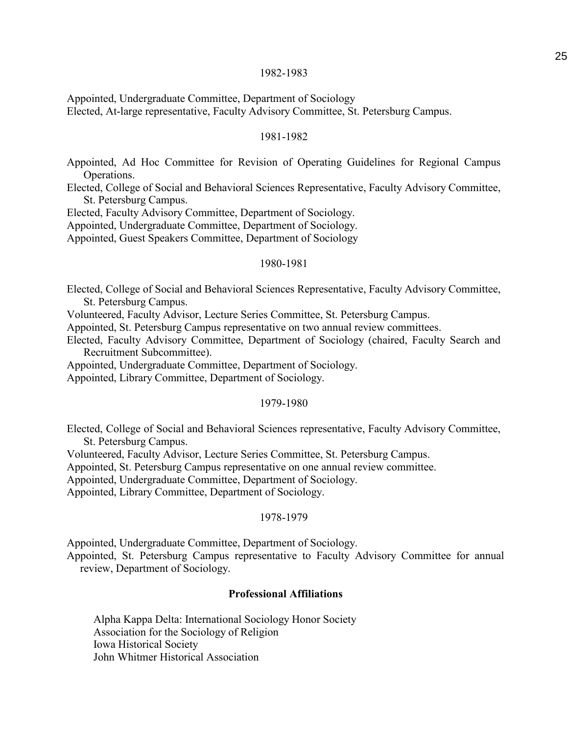1982-1983

Appointed, Undergraduate Committee, Department of Sociology
Elected, At-large representative, Faculty Advisory Committee, St. Petersburg Campus.

1981-1982

Appointed, Ad Hoc Committee for Revision of Operating Guidelines for Regional Campus Operations.
Elected, College of Social and Behavioral Sciences Representative, Faculty Advisory Committee, St. Petersburg Campus.
Elected, Faculty Advisory Committee, Department of Sociology.
Appointed, Undergraduate Committee, Department of Sociology.
Appointed, Guest Speakers Committee, Department of Sociology

1980-1981

Elected, College of Social and Behavioral Sciences Representative, Faculty Advisory Committee, St. Petersburg Campus.
Volunteered, Faculty Advisor, Lecture Series Committee, St. Petersburg Campus.
Appointed, St. Petersburg Campus representative on two annual review committees.
Elected, Faculty Advisory Committee, Department of Sociology (chaired, Faculty Search and Recruitment Subcommittee).
Appointed, Undergraduate Committee, Department of Sociology.
Appointed, Library Committee, Department of Sociology.

1979-1980

Elected, College of Social and Behavioral Sciences representative, Faculty Advisory Committee, St. Petersburg Campus.
Volunteered, Faculty Advisor, Lecture Series Committee, St. Petersburg Campus.
Appointed, St. Petersburg Campus representative on one annual review committee.
Appointed, Undergraduate Committee, Department of Sociology.
Appointed, Library Committee, Department of Sociology.

1978-1979

Appointed, Undergraduate Committee, Department of Sociology.
Appointed, St. Petersburg Campus representative to Faculty Advisory Committee for annual review, Department of Sociology.

**Professional Affiliations**

Alpha Kappa Delta: International Sociology Honor Society
Association for the Sociology of Religion
Iowa Historical Society
John Whitmer Historical Association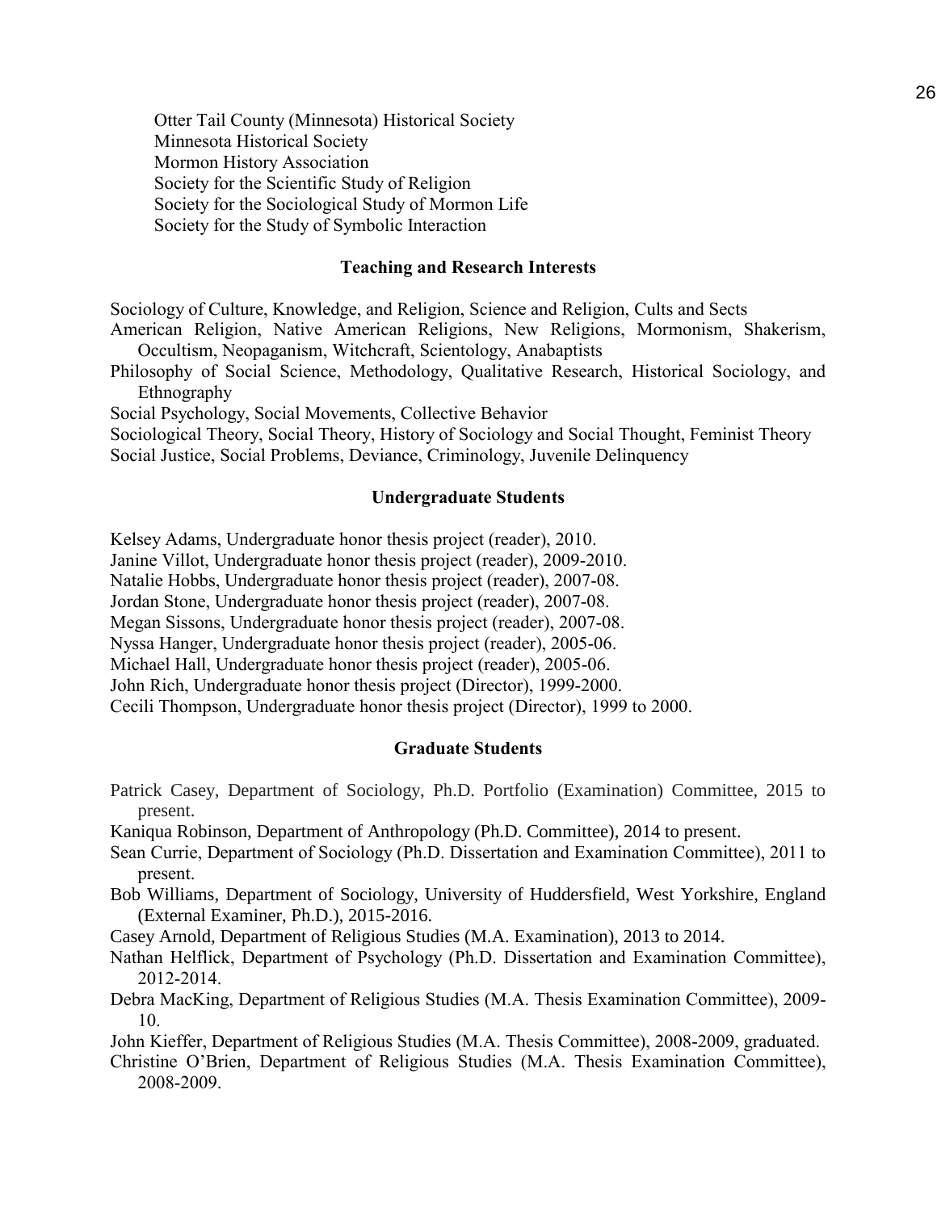Otter Tail County (Minnesota) Historical Society
Minnesota Historical Society
Mormon History Association
Society for the Scientific Study of Religion
Society for the Sociological Study of Mormon Life
Society for the Study of Symbolic Interaction

## Teaching and Research Interests

Sociology of Culture, Knowledge, and Religion, Science and Religion, Cults and Sects
American Religion, Native American Religions, New Religions, Mormonism, Shakerism, Occultism, Neopaganism, Witchcraft, Scientology, Anabaptists
Philosophy of Social Science, Methodology, Qualitative Research, Historical Sociology, and Ethnography
Social Psychology, Social Movements, Collective Behavior
Sociological Theory, Social Theory, History of Sociology and Social Thought, Feminist Theory
Social Justice, Social Problems, Deviance, Criminology, Juvenile Delinquency

## Undergraduate Students

Kelsey Adams, Undergraduate honor thesis project (reader), 2010.
Janine Villot, Undergraduate honor thesis project (reader), 2009-2010.
Natalie Hobbs, Undergraduate honor thesis project (reader), 2007-08.
Jordan Stone, Undergraduate honor thesis project (reader), 2007-08.
Megan Sissons, Undergraduate honor thesis project (reader), 2007-08.
Nyssa Hanger, Undergraduate honor thesis project (reader), 2005-06.
Michael Hall, Undergraduate honor thesis project (reader), 2005-06.
John Rich, Undergraduate honor thesis project (Director), 1999-2000.
Cecili Thompson, Undergraduate honor thesis project (Director), 1999 to 2000.

## Graduate Students

Patrick Casey, Department of Sociology, Ph.D. Portfolio (Examination) Committee, 2015 to present.
Kaniqua Robinson, Department of Anthropology (Ph.D. Committee), 2014 to present.
Sean Currie, Department of Sociology (Ph.D. Dissertation and Examination Committee), 2011 to present.
Bob Williams, Department of Sociology, University of Huddersfield, West Yorkshire, England (External Examiner, Ph.D.), 2015-2016.
Casey Arnold, Department of Religious Studies (M.A. Examination), 2013 to 2014.
Nathan Helflick, Department of Psychology (Ph.D. Dissertation and Examination Committee), 2012-2014.
Debra MacKing, Department of Religious Studies (M.A. Thesis Examination Committee), 2009-10.
John Kieffer, Department of Religious Studies (M.A. Thesis Committee), 2008-2009, graduated.
Christine O'Brien, Department of Religious Studies (M.A. Thesis Examination Committee), 2008-2009.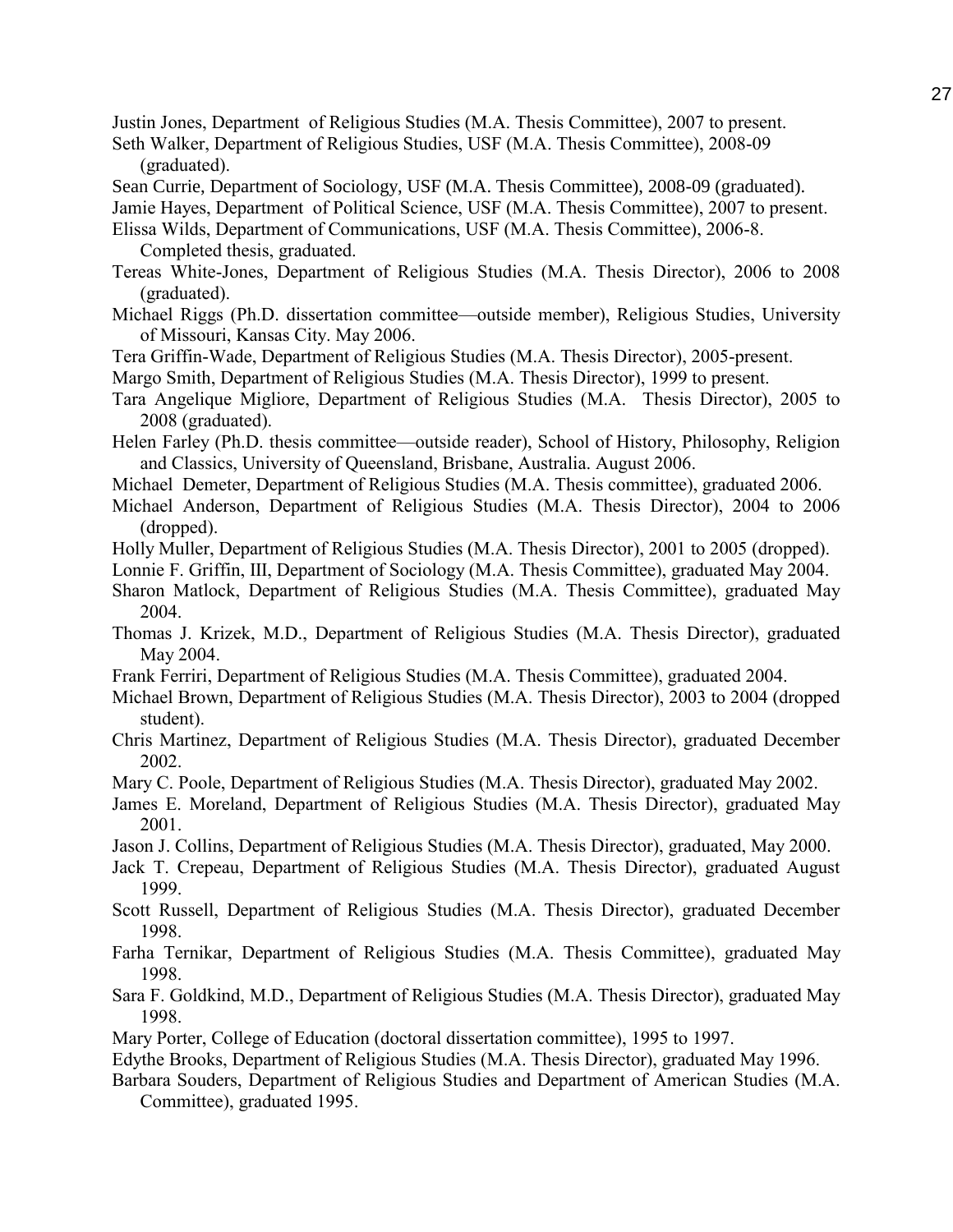Justin Jones, Department of Religious Studies (M.A. Thesis Committee), 2007 to present.

Seth Walker, Department of Religious Studies, USF (M.A. Thesis Committee), 2008-09 (graduated).

Sean Currie, Department of Sociology, USF (M.A. Thesis Committee), 2008-09 (graduated).

Jamie Hayes, Department of Political Science, USF (M.A. Thesis Committee), 2007 to present.

Elissa Wilds, Department of Communications, USF (M.A. Thesis Committee), 2006-8. Completed thesis, graduated.

Tereas White-Jones, Department of Religious Studies (M.A. Thesis Director), 2006 to 2008 (graduated).

Michael Riggs (Ph.D. dissertation committee—outside member), Religious Studies, University of Missouri, Kansas City. May 2006.

Tera Griffin-Wade, Department of Religious Studies (M.A. Thesis Director), 2005-present.

Margo Smith, Department of Religious Studies (M.A. Thesis Director), 1999 to present.

Tara Angelique Migliore, Department of Religious Studies (M.A. Thesis Director), 2005 to 2008 (graduated).

Helen Farley (Ph.D. thesis committee—outside reader), School of History, Philosophy, Religion and Classics, University of Queensland, Brisbane, Australia. August 2006.

Michael Demeter, Department of Religious Studies (M.A. Thesis committee), graduated 2006.

Michael Anderson, Department of Religious Studies (M.A. Thesis Director), 2004 to 2006 (dropped).

Holly Muller, Department of Religious Studies (M.A. Thesis Director), 2001 to 2005 (dropped).

Lonnie F. Griffin, III, Department of Sociology (M.A. Thesis Committee), graduated May 2004.

Sharon Matlock, Department of Religious Studies (M.A. Thesis Committee), graduated May 2004.

Thomas J. Krizek, M.D., Department of Religious Studies (M.A. Thesis Director), graduated May 2004.

Frank Ferriri, Department of Religious Studies (M.A. Thesis Committee), graduated 2004.

Michael Brown, Department of Religious Studies (M.A. Thesis Director), 2003 to 2004 (dropped student).

Chris Martinez, Department of Religious Studies (M.A. Thesis Director), graduated December 2002.

Mary C. Poole, Department of Religious Studies (M.A. Thesis Director), graduated May 2002.

James E. Moreland, Department of Religious Studies (M.A. Thesis Director), graduated May 2001.

Jason J. Collins, Department of Religious Studies (M.A. Thesis Director), graduated, May 2000.

Jack T. Crepeau, Department of Religious Studies (M.A. Thesis Director), graduated August 1999.

Scott Russell, Department of Religious Studies (M.A. Thesis Director), graduated December 1998.

Farha Ternikar, Department of Religious Studies (M.A. Thesis Committee), graduated May 1998.

Sara F. Goldkind, M.D., Department of Religious Studies (M.A. Thesis Director), graduated May 1998.

Mary Porter, College of Education (doctoral dissertation committee), 1995 to 1997.

Edythe Brooks, Department of Religious Studies (M.A. Thesis Director), graduated May 1996.

Barbara Souders, Department of Religious Studies and Department of American Studies (M.A. Committee), graduated 1995.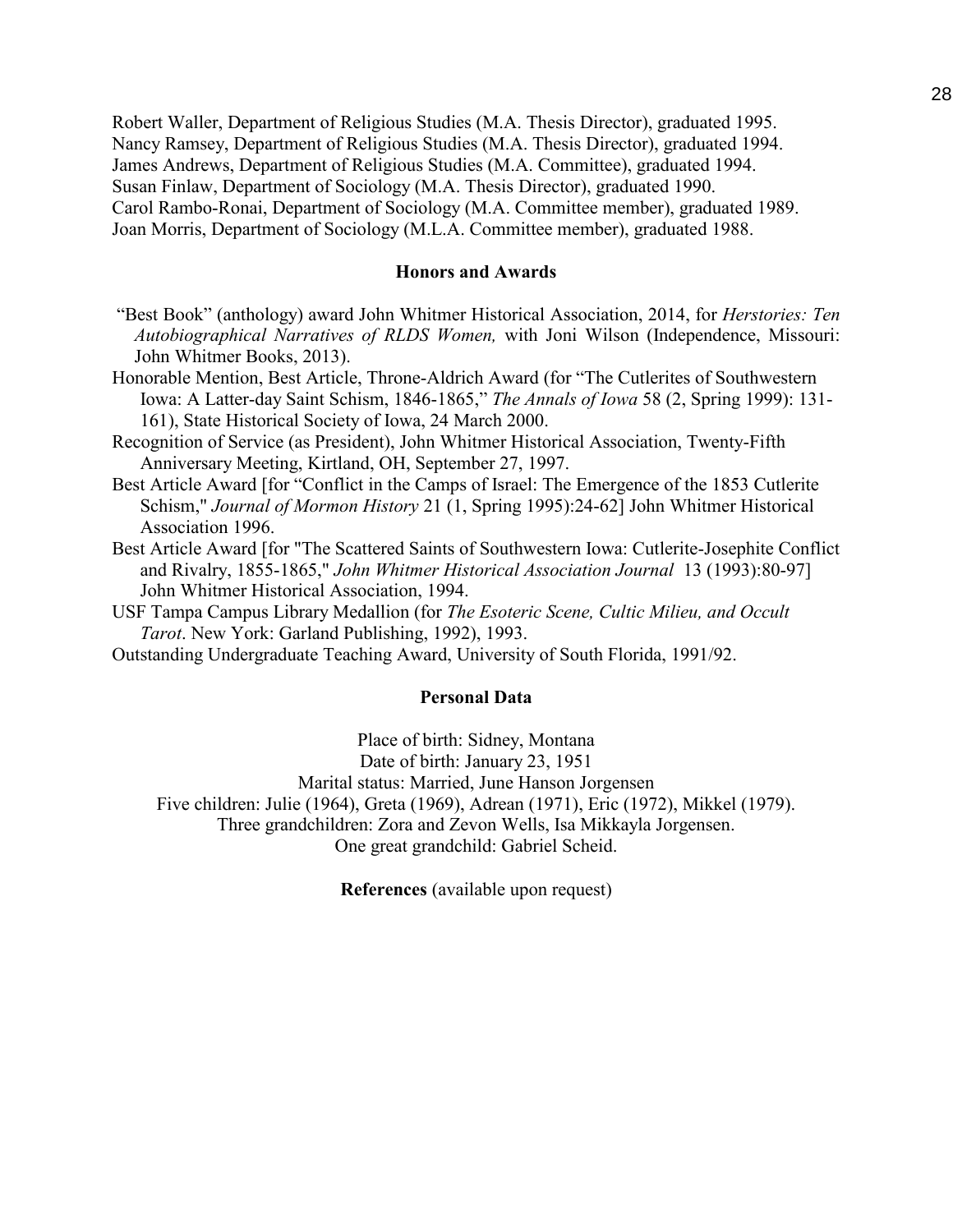Robert Waller, Department of Religious Studies (M.A. Thesis Director), graduated 1995.
Nancy Ramsey, Department of Religious Studies (M.A. Thesis Director), graduated 1994.
James Andrews, Department of Religious Studies (M.A. Committee), graduated 1994.
Susan Finlaw, Department of Sociology (M.A. Thesis Director), graduated 1990.
Carol Rambo-Ronai, Department of Sociology (M.A. Committee member), graduated 1989.
Joan Morris, Department of Sociology (M.L.A. Committee member), graduated 1988.

## Honors and Awards

"Best Book" (anthology) award John Whitmer Historical Association, 2014, for *Herstories: Ten Autobiographical Narratives of RLDS Women,* with Joni Wilson (Independence, Missouri: John Whitmer Books, 2013).

Honorable Mention, Best Article, Throne-Aldrich Award (for "The Cutlerites of Southwestern Iowa: A Latter-day Saint Schism, 1846-1865," *The Annals of Iowa* 58 (2, Spring 1999): 131-161), State Historical Society of Iowa, 24 March 2000.

Recognition of Service (as President), John Whitmer Historical Association, Twenty-Fifth Anniversary Meeting, Kirtland, OH, September 27, 1997.

Best Article Award [for "Conflict in the Camps of Israel: The Emergence of the 1853 Cutlerite Schism," *Journal of Mormon History* 21 (1, Spring 1995):24-62] John Whitmer Historical Association 1996.

Best Article Award [for "The Scattered Saints of Southwestern Iowa: Cutlerite-Josephite Conflict and Rivalry, 1855-1865," *John Whitmer Historical Association Journal* 13 (1993):80-97] John Whitmer Historical Association, 1994.

USF Tampa Campus Library Medallion (for *The Esoteric Scene, Cultic Milieu, and Occult Tarot*. New York: Garland Publishing, 1992), 1993.

Outstanding Undergraduate Teaching Award, University of South Florida, 1991/92.

## Personal Data

Place of birth: Sidney, Montana
Date of birth: January 23, 1951
Marital status: Married, June Hanson Jorgensen
Five children: Julie (1964), Greta (1969), Adrean (1971), Eric (1972), Mikkel (1979).
Three grandchildren: Zora and Zevon Wells, Isa Mikkayla Jorgensen.
One great grandchild: Gabriel Scheid.

**References** (available upon request)